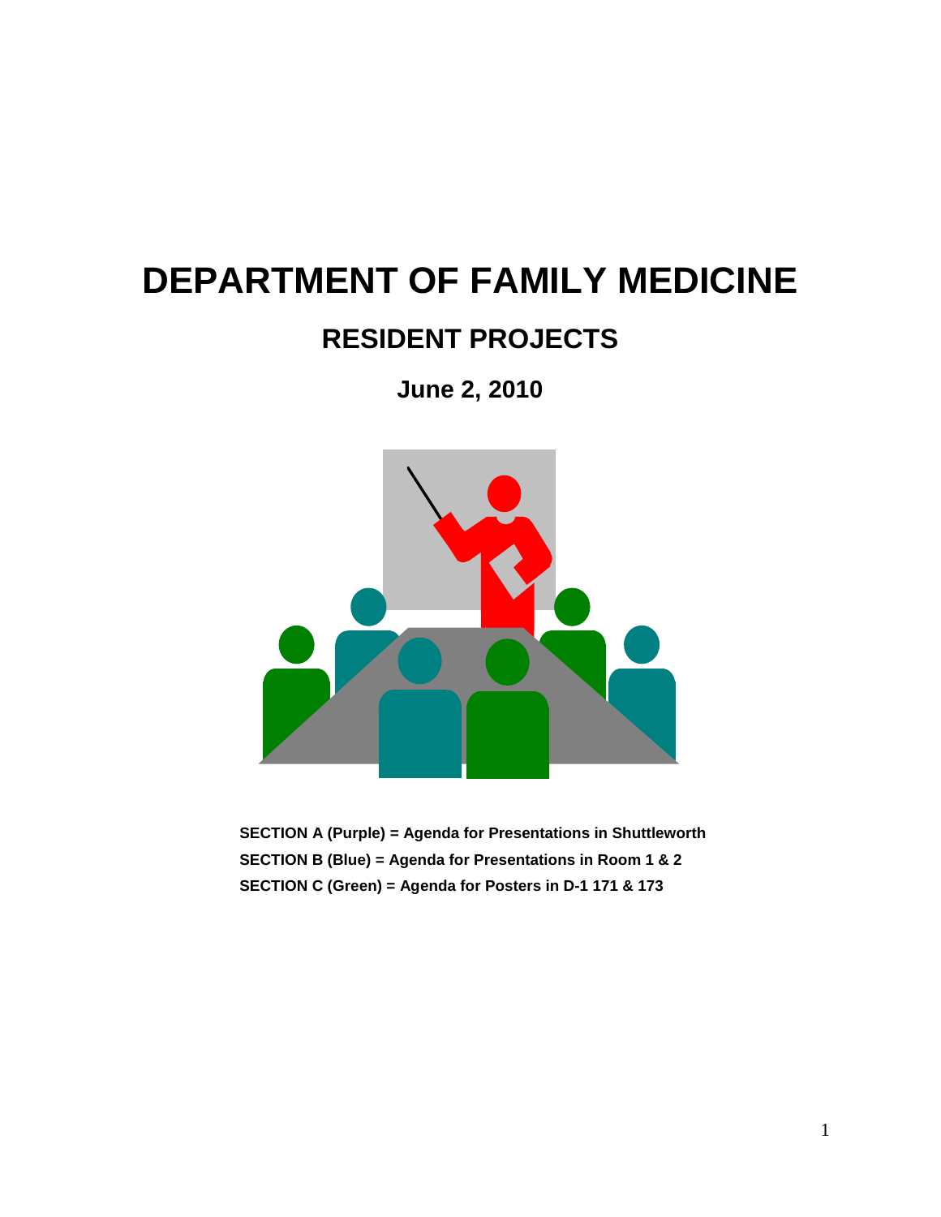# DEPARTMENT OF FAMILY MEDICINE

## RESIDENT PROJECTS

### June 2, 2010

**SECTION A (Purple) = Agenda for Presentations in Shuttleworth**

**SECTION B (Blue) = Agenda for Presentations in Room 1 & 2**

**SECTION C (Green) = Agenda for Posters in D-1 171 & 173**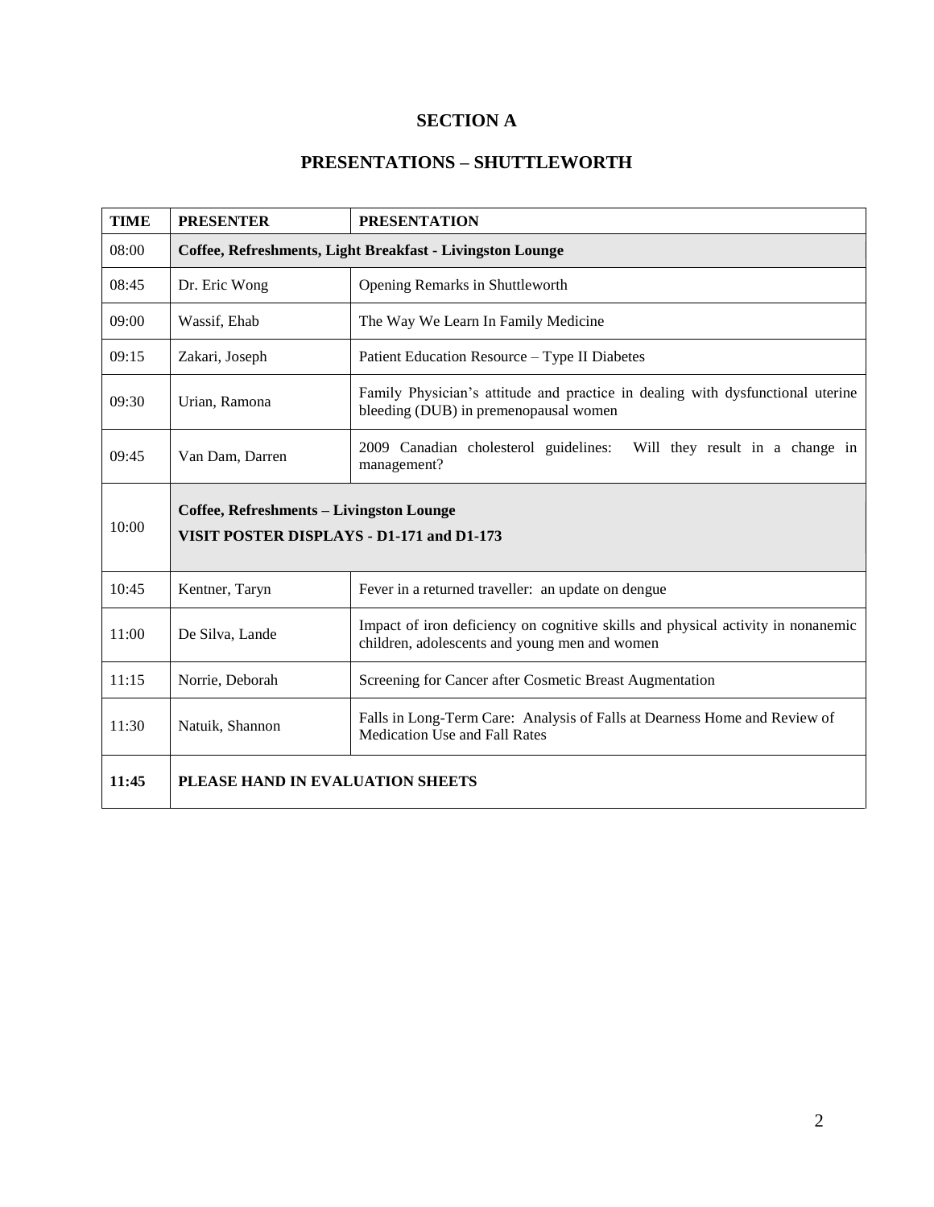# SECTION A

## PRESENTATIONS – SHUTTLEWORTH

| TIME | PRESENTER | PRESENTATION |
|---|---|---|
| 08:00 | **Coffee, Refreshments, Light Breakfast - Livingston Lounge** | |
| 08:45 | Dr. Eric Wong | Opening Remarks in Shuttleworth |
| 09:00 | Wassif, Ehab | The Way We Learn In Family Medicine |
| 09:15 | Zakari, Joseph | Patient Education Resource – Type II Diabetes |
| 09:30 | Urian, Ramona | Family Physician's attitude and practice in dealing with dysfunctional uterine bleeding (DUB) in premenopausal women |
| 09:45 | Van Dam, Darren | 2009 Canadian cholesterol guidelines: Will they result in a change in management? |
| 10:00 | **Coffee, Refreshments – Livingston Lounge**<br>**VISIT POSTER DISPLAYS - D1-171 and D1-173** | |
| 10:45 | Kentner, Taryn | Fever in a returned traveller: an update on dengue |
| 11:00 | De Silva, Lande | Impact of iron deficiency on cognitive skills and physical activity in nonanemic children, adolescents and young men and women |
| 11:15 | Norrie, Deborah | Screening for Cancer after Cosmetic Breast Augmentation |
| 11:30 | Natuik, Shannon | Falls in Long-Term Care: Analysis of Falls at Dearness Home and Review of Medication Use and Fall Rates |
| **11:45** | **PLEASE HAND IN EVALUATION SHEETS** | |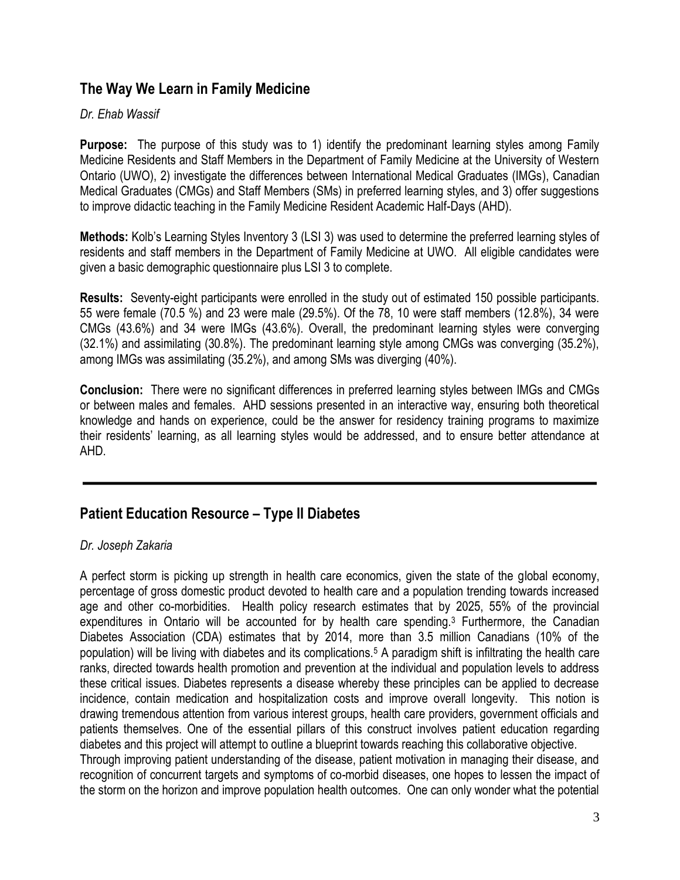## The Way We Learn in Family Medicine

*Dr. Ehab Wassif*

**Purpose:** The purpose of this study was to 1) identify the predominant learning styles among Family Medicine Residents and Staff Members in the Department of Family Medicine at the University of Western Ontario (UWO), 2) investigate the differences between International Medical Graduates (IMGs), Canadian Medical Graduates (CMGs) and Staff Members (SMs) in preferred learning styles, and 3) offer suggestions to improve didactic teaching in the Family Medicine Resident Academic Half-Days (AHD).

**Methods:** Kolb's Learning Styles Inventory 3 (LSI 3) was used to determine the preferred learning styles of residents and staff members in the Department of Family Medicine at UWO. All eligible candidates were given a basic demographic questionnaire plus LSI 3 to complete.

**Results:** Seventy-eight participants were enrolled in the study out of estimated 150 possible participants. 55 were female (70.5 %) and 23 were male (29.5%). Of the 78, 10 were staff members (12.8%), 34 were CMGs (43.6%) and 34 were IMGs (43.6%). Overall, the predominant learning styles were converging (32.1%) and assimilating (30.8%). The predominant learning style among CMGs was converging (35.2%), among IMGs was assimilating (35.2%), and among SMs was diverging (40%).

**Conclusion:** There were no significant differences in preferred learning styles between IMGs and CMGs or between males and females. AHD sessions presented in an interactive way, ensuring both theoretical knowledge and hands on experience, could be the answer for residency training programs to maximize their residents' learning, as all learning styles would be addressed, and to ensure better attendance at AHD.

---

## Patient Education Resource – Type II Diabetes

*Dr. Joseph Zakaria*

A perfect storm is picking up strength in health care economics, given the state of the global economy, percentage of gross domestic product devoted to health care and a population trending towards increased age and other co-morbidities. Health policy research estimates that by 2025, 55% of the provincial expenditures in Ontario will be accounted for by health care spending.[3] Furthermore, the Canadian Diabetes Association (CDA) estimates that by 2014, more than 3.5 million Canadians (10% of the population) will be living with diabetes and its complications.[5] A paradigm shift is infiltrating the health care ranks, directed towards health promotion and prevention at the individual and population levels to address these critical issues. Diabetes represents a disease whereby these principles can be applied to decrease incidence, contain medication and hospitalization costs and improve overall longevity. This notion is drawing tremendous attention from various interest groups, health care providers, government officials and patients themselves. One of the essential pillars of this construct involves patient education regarding diabetes and this project will attempt to outline a blueprint towards reaching this collaborative objective.

Through improving patient understanding of the disease, patient motivation in managing their disease, and recognition of concurrent targets and symptoms of co-morbid diseases, one hopes to lessen the impact of the storm on the horizon and improve population health outcomes. One can only wonder what the potential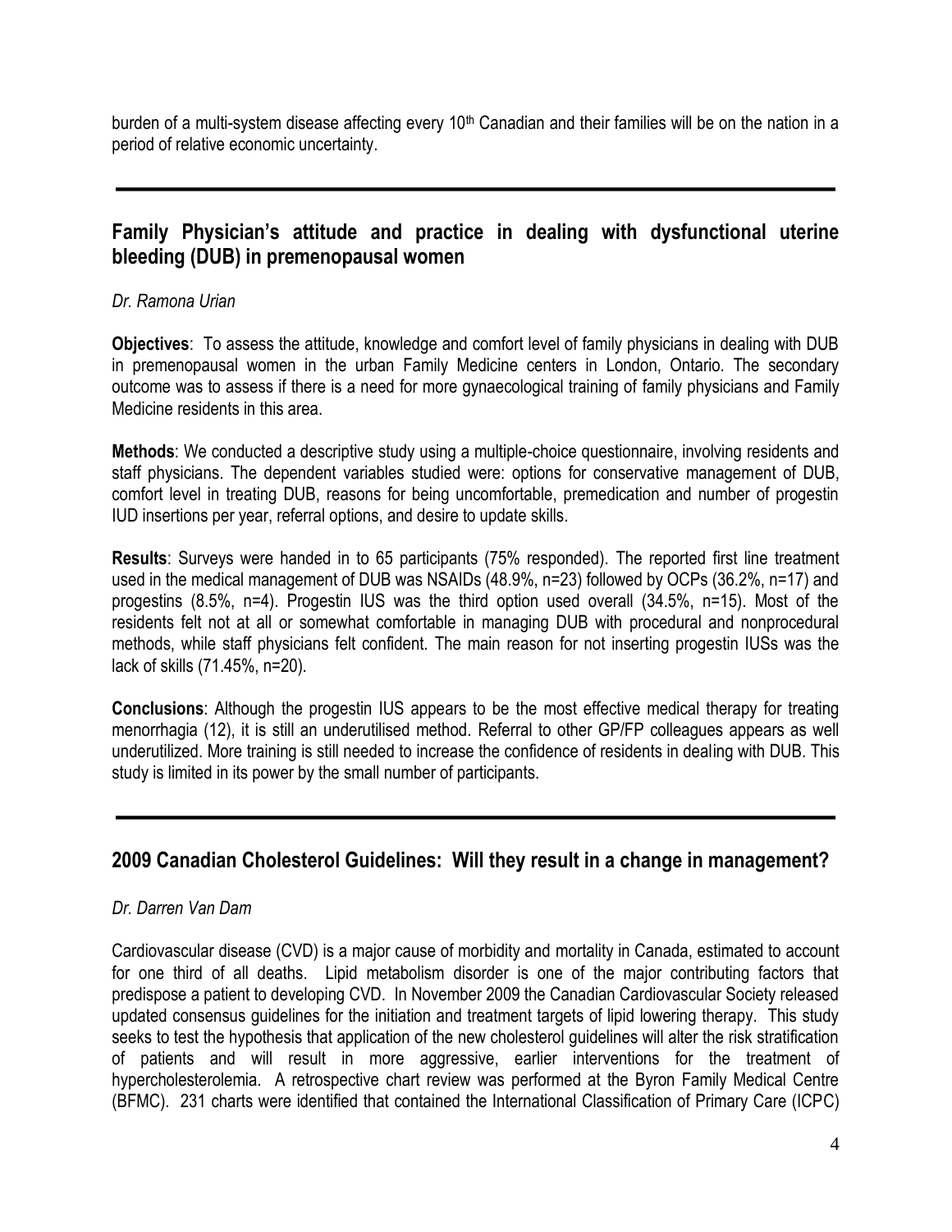burden of a multi-system disease affecting every 10th Canadian and their families will be on the nation in a period of relative economic uncertainty.

---

## Family Physician's attitude and practice in dealing with dysfunctional uterine bleeding (DUB) in premenopausal women

*Dr. Ramona Urian*

**Objectives**: To assess the attitude, knowledge and comfort level of family physicians in dealing with DUB in premenopausal women in the urban Family Medicine centers in London, Ontario. The secondary outcome was to assess if there is a need for more gynaecological training of family physicians and Family Medicine residents in this area.

**Methods**: We conducted a descriptive study using a multiple-choice questionnaire, involving residents and staff physicians. The dependent variables studied were: options for conservative management of DUB, comfort level in treating DUB, reasons for being uncomfortable, premedication and number of progestin IUD insertions per year, referral options, and desire to update skills.

**Results**: Surveys were handed in to 65 participants (75% responded). The reported first line treatment used in the medical management of DUB was NSAIDs (48.9%, n=23) followed by OCPs (36.2%, n=17) and progestins (8.5%, n=4). Progestin IUS was the third option used overall (34.5%, n=15). Most of the residents felt not at all or somewhat comfortable in managing DUB with procedural and nonprocedural methods, while staff physicians felt confident. The main reason for not inserting progestin IUSs was the lack of skills (71.45%, n=20).

**Conclusions**: Although the progestin IUS appears to be the most effective medical therapy for treating menorrhagia (12), it is still an underutilised method. Referral to other GP/FP colleagues appears as well underutilized. More training is still needed to increase the confidence of residents in dealing with DUB. This study is limited in its power by the small number of participants.

---

## 2009 Canadian Cholesterol Guidelines: Will they result in a change in management?

*Dr. Darren Van Dam*

Cardiovascular disease (CVD) is a major cause of morbidity and mortality in Canada, estimated to account for one third of all deaths. Lipid metabolism disorder is one of the major contributing factors that predispose a patient to developing CVD. In November 2009 the Canadian Cardiovascular Society released updated consensus guidelines for the initiation and treatment targets of lipid lowering therapy. This study seeks to test the hypothesis that application of the new cholesterol guidelines will alter the risk stratification of patients and will result in more aggressive, earlier interventions for the treatment of hypercholesterolemia. A retrospective chart review was performed at the Byron Family Medical Centre (BFMC). 231 charts were identified that contained the International Classification of Primary Care (ICPC)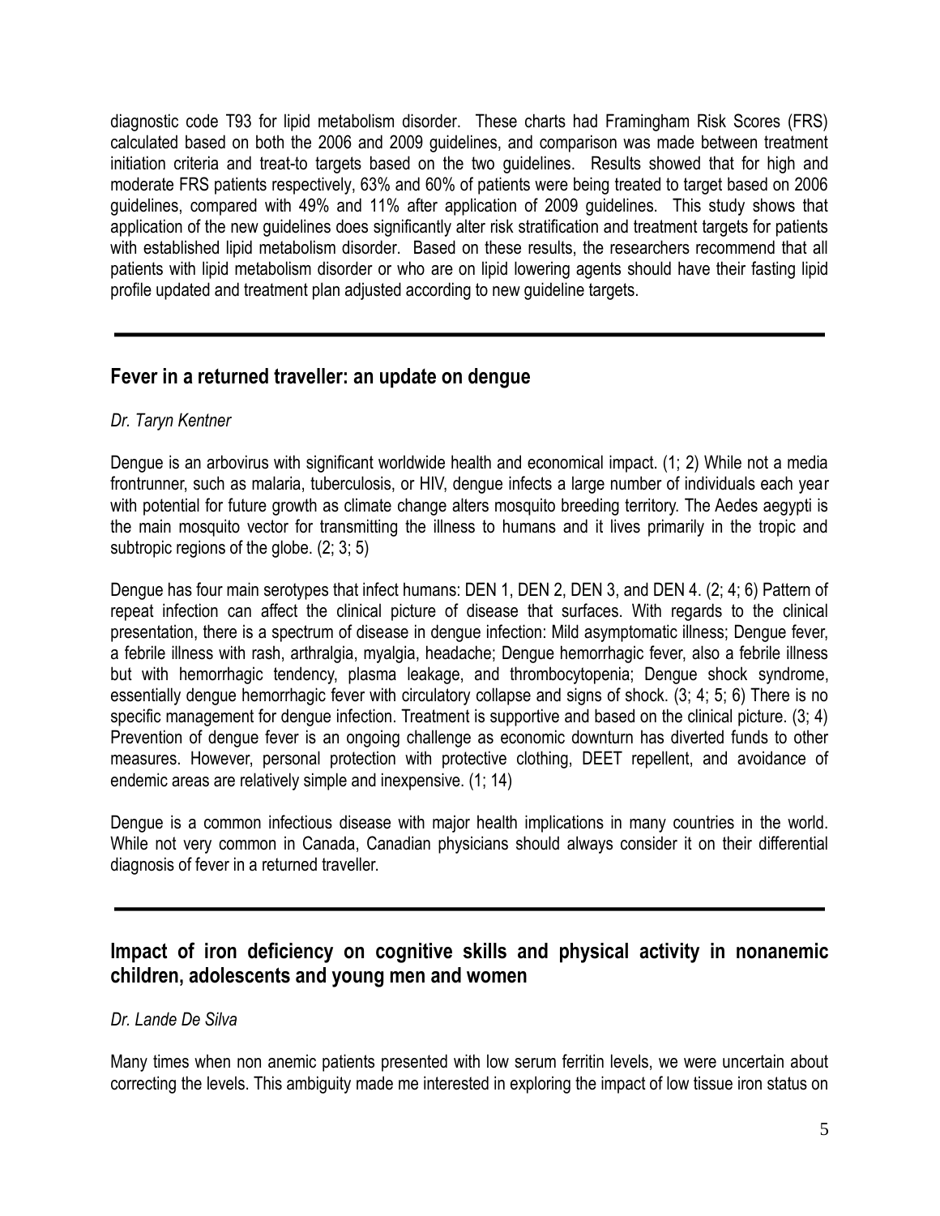diagnostic code T93 for lipid metabolism disorder. These charts had Framingham Risk Scores (FRS) calculated based on both the 2006 and 2009 guidelines, and comparison was made between treatment initiation criteria and treat-to targets based on the two guidelines. Results showed that for high and moderate FRS patients respectively, 63% and 60% of patients were being treated to target based on 2006 guidelines, compared with 49% and 11% after application of 2009 guidelines. This study shows that application of the new guidelines does significantly alter risk stratification and treatment targets for patients with established lipid metabolism disorder. Based on these results, the researchers recommend that all patients with lipid metabolism disorder or who are on lipid lowering agents should have their fasting lipid profile updated and treatment plan adjusted according to new guideline targets.

---

## Fever in a returned traveller: an update on dengue

*Dr. Taryn Kentner*

Dengue is an arbovirus with significant worldwide health and economical impact. (1; 2) While not a media frontrunner, such as malaria, tuberculosis, or HIV, dengue infects a large number of individuals each year with potential for future growth as climate change alters mosquito breeding territory. The Aedes aegypti is the main mosquito vector for transmitting the illness to humans and it lives primarily in the tropic and subtropic regions of the globe. (2; 3; 5)

Dengue has four main serotypes that infect humans: DEN 1, DEN 2, DEN 3, and DEN 4. (2; 4; 6) Pattern of repeat infection can affect the clinical picture of disease that surfaces. With regards to the clinical presentation, there is a spectrum of disease in dengue infection: Mild asymptomatic illness; Dengue fever, a febrile illness with rash, arthralgia, myalgia, headache; Dengue hemorrhagic fever, also a febrile illness but with hemorrhagic tendency, plasma leakage, and thrombocytopenia; Dengue shock syndrome, essentially dengue hemorrhagic fever with circulatory collapse and signs of shock. (3; 4; 5; 6) There is no specific management for dengue infection. Treatment is supportive and based on the clinical picture. (3; 4) Prevention of dengue fever is an ongoing challenge as economic downturn has diverted funds to other measures. However, personal protection with protective clothing, DEET repellent, and avoidance of endemic areas are relatively simple and inexpensive. (1; 14)

Dengue is a common infectious disease with major health implications in many countries in the world. While not very common in Canada, Canadian physicians should always consider it on their differential diagnosis of fever in a returned traveller.

---

## Impact of iron deficiency on cognitive skills and physical activity in nonanemic children, adolescents and young men and women

*Dr. Lande De Silva*

Many times when non anemic patients presented with low serum ferritin levels, we were uncertain about correcting the levels. This ambiguity made me interested in exploring the impact of low tissue iron status on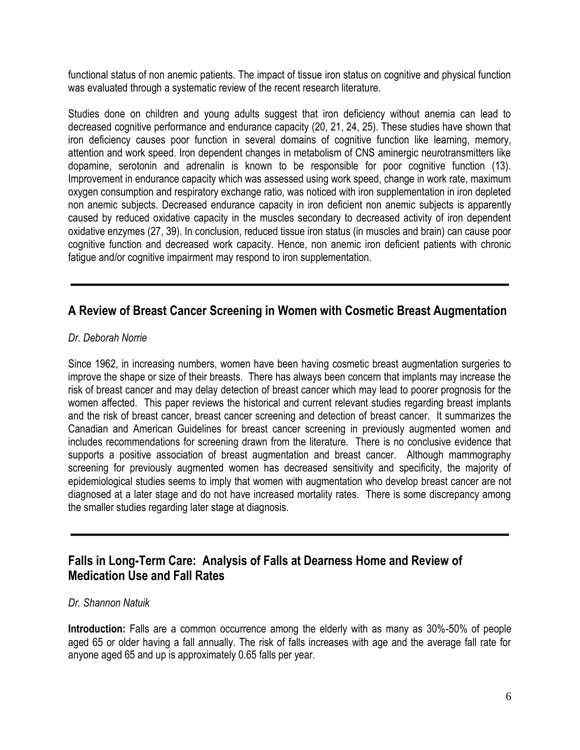functional status of non anemic patients. The impact of tissue iron status on cognitive and physical function was evaluated through a systematic review of the recent research literature.

Studies done on children and young adults suggest that iron deficiency without anemia can lead to decreased cognitive performance and endurance capacity (20, 21, 24, 25). These studies have shown that iron deficiency causes poor function in several domains of cognitive function like learning, memory, attention and work speed. Iron dependent changes in metabolism of CNS aminergic neurotransmitters like dopamine, serotonin and adrenalin is known to be responsible for poor cognitive function (13). Improvement in endurance capacity which was assessed using work speed, change in work rate, maximum oxygen consumption and respiratory exchange ratio, was noticed with iron supplementation in iron depleted non anemic subjects. Decreased endurance capacity in iron deficient non anemic subjects is apparently caused by reduced oxidative capacity in the muscles secondary to decreased activity of iron dependent oxidative enzymes (27, 39). In conclusion, reduced tissue iron status (in muscles and brain) can cause poor cognitive function and decreased work capacity. Hence, non anemic iron deficient patients with chronic fatigue and/or cognitive impairment may respond to iron supplementation.

---

## A Review of Breast Cancer Screening in Women with Cosmetic Breast Augmentation

*Dr. Deborah Norrie*

Since 1962, in increasing numbers, women have been having cosmetic breast augmentation surgeries to improve the shape or size of their breasts. There has always been concern that implants may increase the risk of breast cancer and may delay detection of breast cancer which may lead to poorer prognosis for the women affected. This paper reviews the historical and current relevant studies regarding breast implants and the risk of breast cancer, breast cancer screening and detection of breast cancer. It summarizes the Canadian and American Guidelines for breast cancer screening in previously augmented women and includes recommendations for screening drawn from the literature. There is no conclusive evidence that supports a positive association of breast augmentation and breast cancer. Although mammography screening for previously augmented women has decreased sensitivity and specificity, the majority of epidemiological studies seems to imply that women with augmentation who develop breast cancer are not diagnosed at a later stage and do not have increased mortality rates. There is some discrepancy among the smaller studies regarding later stage at diagnosis.

---

## Falls in Long-Term Care: Analysis of Falls at Dearness Home and Review of Medication Use and Fall Rates

*Dr. Shannon Natuik*

**Introduction:** Falls are a common occurrence among the elderly with as many as 30%-50% of people aged 65 or older having a fall annually. The risk of falls increases with age and the average fall rate for anyone aged 65 and up is approximately 0.65 falls per year.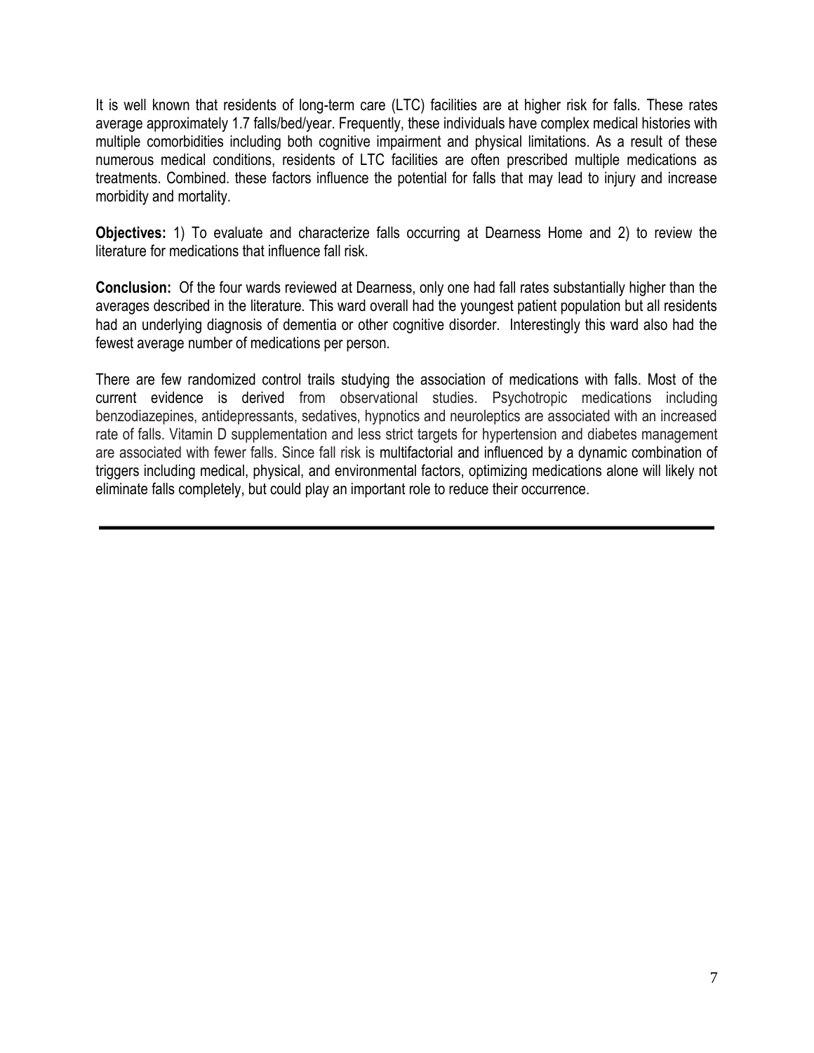It is well known that residents of long-term care (LTC) facilities are at higher risk for falls. These rates average approximately 1.7 falls/bed/year. Frequently, these individuals have complex medical histories with multiple comorbidities including both cognitive impairment and physical limitations. As a result of these numerous medical conditions, residents of LTC facilities are often prescribed multiple medications as treatments. Combined. these factors influence the potential for falls that may lead to injury and increase morbidity and mortality.

**Objectives:** 1) To evaluate and characterize falls occurring at Dearness Home and 2) to review the literature for medications that influence fall risk.

**Conclusion:** Of the four wards reviewed at Dearness, only one had fall rates substantially higher than the averages described in the literature. This ward overall had the youngest patient population but all residents had an underlying diagnosis of dementia or other cognitive disorder. Interestingly this ward also had the fewest average number of medications per person.

There are few randomized control trails studying the association of medications with falls. Most of the current evidence is derived from observational studies. Psychotropic medications including benzodiazepines, antidepressants, sedatives, hypnotics and neuroleptics are associated with an increased rate of falls. Vitamin D supplementation and less strict targets for hypertension and diabetes management are associated with fewer falls. Since fall risk is multifactorial and influenced by a dynamic combination of triggers including medical, physical, and environmental factors, optimizing medications alone will likely not eliminate falls completely, but could play an important role to reduce their occurrence.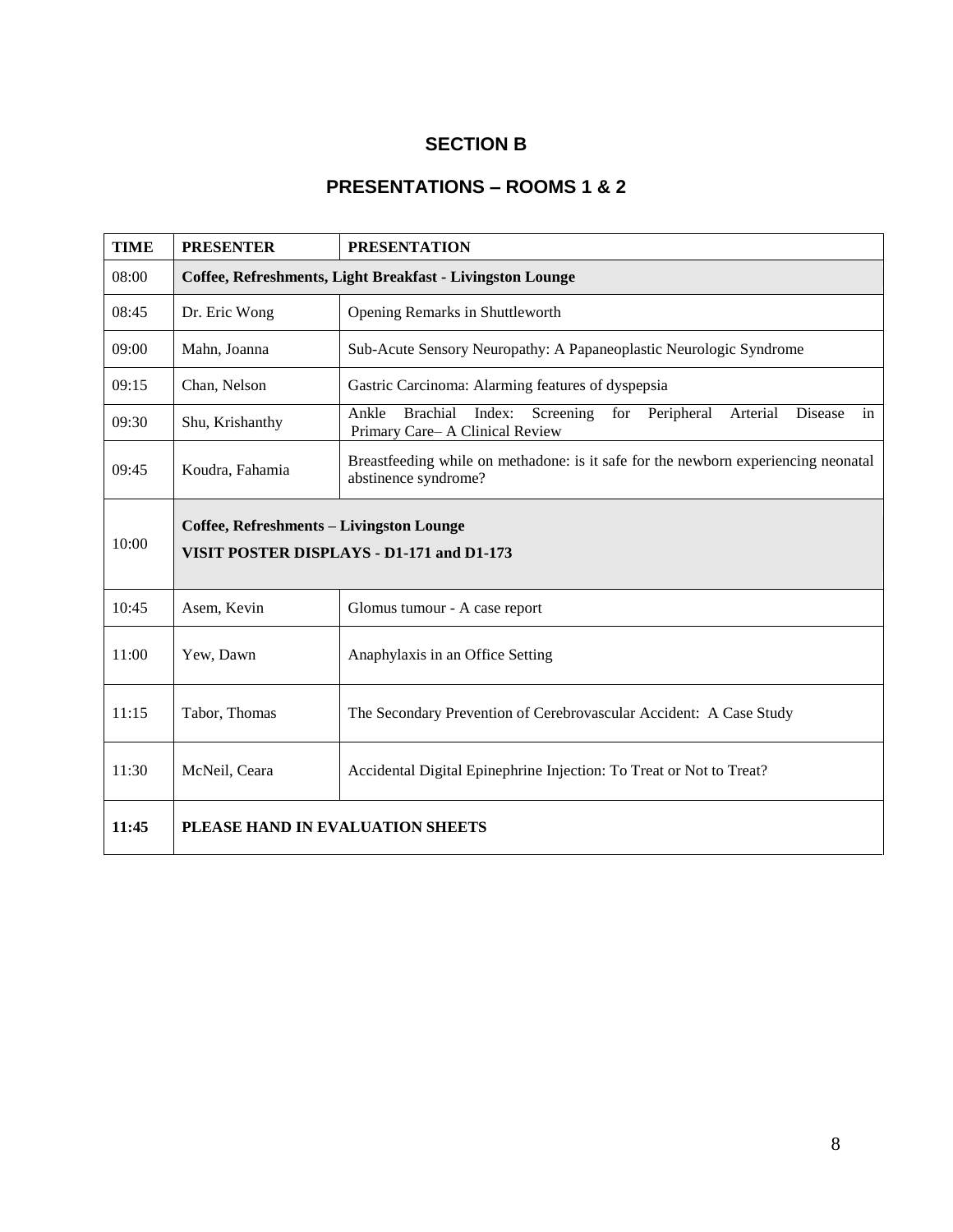## SECTION B

## PRESENTATIONS – ROOMS 1 & 2

| TIME | PRESENTER | PRESENTATION |
|---|---|---|
| 08:00 | **Coffee, Refreshments, Light Breakfast - Livingston Lounge** | |
| 08:45 | Dr. Eric Wong | Opening Remarks in Shuttleworth |
| 09:00 | Mahn, Joanna | Sub-Acute Sensory Neuropathy: A Papaneoplastic Neurologic Syndrome |
| 09:15 | Chan, Nelson | Gastric Carcinoma: Alarming features of dyspepsia |
| 09:30 | Shu, Krishanthy | Ankle Brachial Index: Screening for Peripheral Arterial Disease in Primary Care– A Clinical Review |
| 09:45 | Koudra, Fahamia | Breastfeeding while on methadone: is it safe for the newborn experiencing neonatal abstinence syndrome? |
| 10:00 | **Coffee, Refreshments – Livingston Lounge**<br>**VISIT POSTER DISPLAYS - D1-171 and D1-173** | |
| 10:45 | Asem, Kevin | Glomus tumour - A case report |
| 11:00 | Yew, Dawn | Anaphylaxis in an Office Setting |
| 11:15 | Tabor, Thomas | The Secondary Prevention of Cerebrovascular Accident: A Case Study |
| 11:30 | McNeil, Ceara | Accidental Digital Epinephrine Injection: To Treat or Not to Treat? |
| **11:45** | **PLEASE HAND IN EVALUATION SHEETS** | |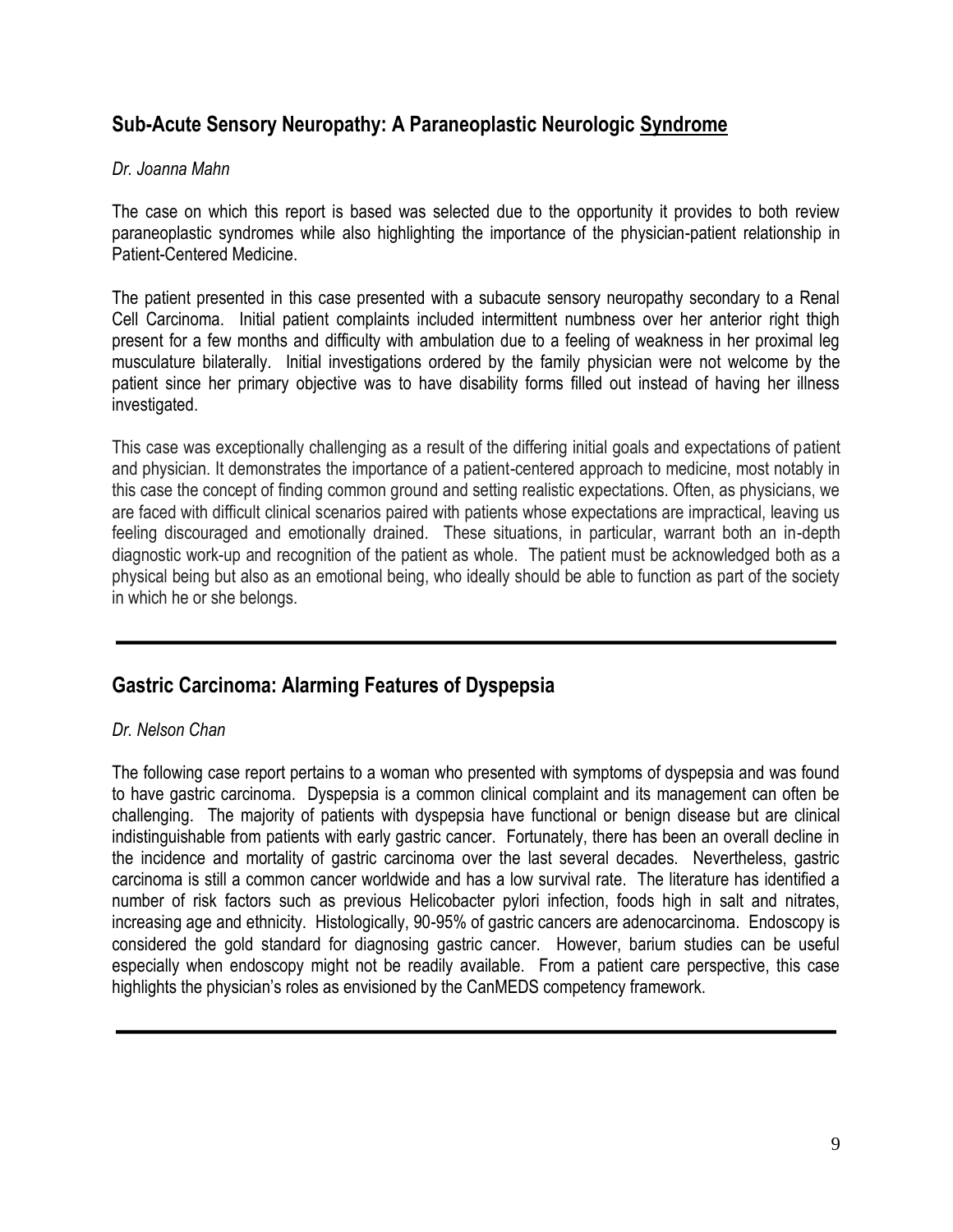## Sub-Acute Sensory Neuropathy: A Paraneoplastic Neurologic Syndrome

*Dr. Joanna Mahn*

The case on which this report is based was selected due to the opportunity it provides to both review paraneoplastic syndromes while also highlighting the importance of the physician-patient relationship in Patient-Centered Medicine.

The patient presented in this case presented with a subacute sensory neuropathy secondary to a Renal Cell Carcinoma. Initial patient complaints included intermittent numbness over her anterior right thigh present for a few months and difficulty with ambulation due to a feeling of weakness in her proximal leg musculature bilaterally. Initial investigations ordered by the family physician were not welcome by the patient since her primary objective was to have disability forms filled out instead of having her illness investigated.

This case was exceptionally challenging as a result of the differing initial goals and expectations of patient and physician. It demonstrates the importance of a patient-centered approach to medicine, most notably in this case the concept of finding common ground and setting realistic expectations. Often, as physicians, we are faced with difficult clinical scenarios paired with patients whose expectations are impractical, leaving us feeling discouraged and emotionally drained. These situations, in particular, warrant both an in-depth diagnostic work-up and recognition of the patient as whole. The patient must be acknowledged both as a physical being but also as an emotional being, who ideally should be able to function as part of the society in which he or she belongs.

---

## Gastric Carcinoma: Alarming Features of Dyspepsia

*Dr. Nelson Chan*

The following case report pertains to a woman who presented with symptoms of dyspepsia and was found to have gastric carcinoma. Dyspepsia is a common clinical complaint and its management can often be challenging. The majority of patients with dyspepsia have functional or benign disease but are clinical indistinguishable from patients with early gastric cancer. Fortunately, there has been an overall decline in the incidence and mortality of gastric carcinoma over the last several decades. Nevertheless, gastric carcinoma is still a common cancer worldwide and has a low survival rate. The literature has identified a number of risk factors such as previous Helicobacter pylori infection, foods high in salt and nitrates, increasing age and ethnicity. Histologically, 90-95% of gastric cancers are adenocarcinoma. Endoscopy is considered the gold standard for diagnosing gastric cancer. However, barium studies can be useful especially when endoscopy might not be readily available. From a patient care perspective, this case highlights the physician's roles as envisioned by the CanMEDS competency framework.

---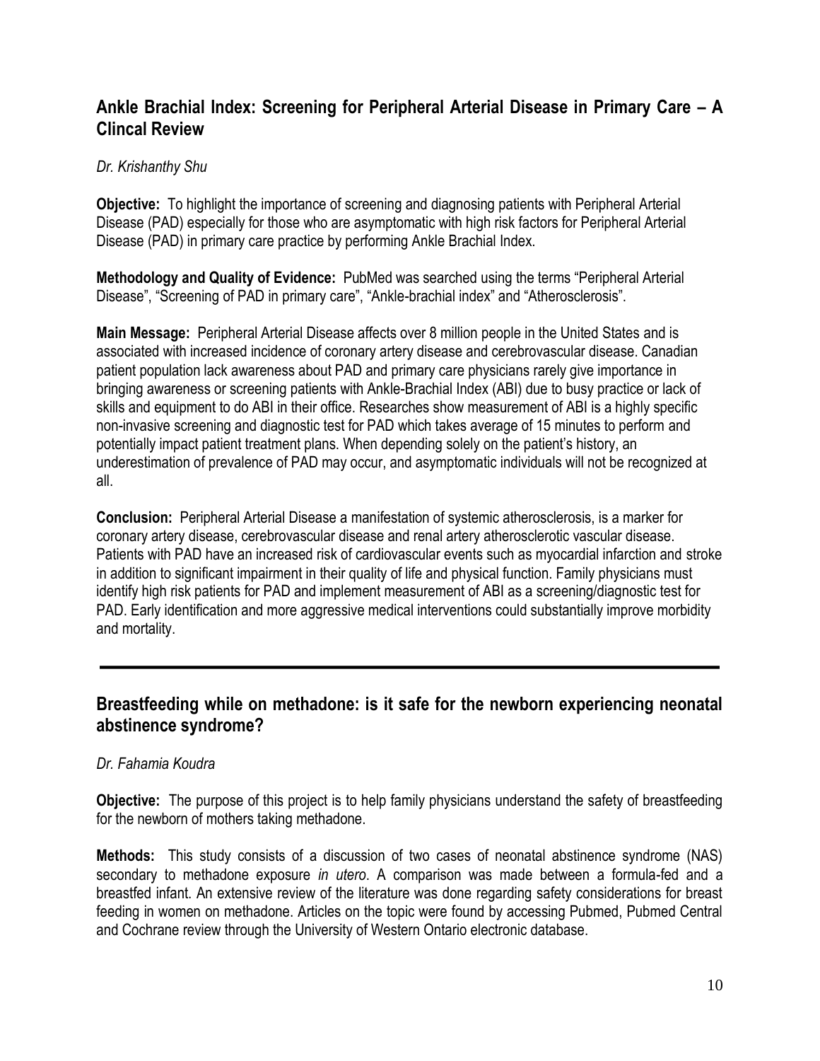## Ankle Brachial Index: Screening for Peripheral Arterial Disease in Primary Care – A Clincal Review

*Dr. Krishanthy Shu*

**Objective:** To highlight the importance of screening and diagnosing patients with Peripheral Arterial Disease (PAD) especially for those who are asymptomatic with high risk factors for Peripheral Arterial Disease (PAD) in primary care practice by performing Ankle Brachial Index.

**Methodology and Quality of Evidence:** PubMed was searched using the terms "Peripheral Arterial Disease", "Screening of PAD in primary care", "Ankle-brachial index" and "Atherosclerosis".

**Main Message:** Peripheral Arterial Disease affects over 8 million people in the United States and is associated with increased incidence of coronary artery disease and cerebrovascular disease. Canadian patient population lack awareness about PAD and primary care physicians rarely give importance in bringing awareness or screening patients with Ankle-Brachial Index (ABI) due to busy practice or lack of skills and equipment to do ABI in their office. Researches show measurement of ABI is a highly specific non-invasive screening and diagnostic test for PAD which takes average of 15 minutes to perform and potentially impact patient treatment plans. When depending solely on the patient's history, an underestimation of prevalence of PAD may occur, and asymptomatic individuals will not be recognized at all.

**Conclusion:** Peripheral Arterial Disease a manifestation of systemic atherosclerosis, is a marker for coronary artery disease, cerebrovascular disease and renal artery atherosclerotic vascular disease. Patients with PAD have an increased risk of cardiovascular events such as myocardial infarction and stroke in addition to significant impairment in their quality of life and physical function. Family physicians must identify high risk patients for PAD and implement measurement of ABI as a screening/diagnostic test for PAD. Early identification and more aggressive medical interventions could substantially improve morbidity and mortality.

---

## Breastfeeding while on methadone: is it safe for the newborn experiencing neonatal abstinence syndrome?

*Dr. Fahamia Koudra*

**Objective:** The purpose of this project is to help family physicians understand the safety of breastfeeding for the newborn of mothers taking methadone.

**Methods:** This study consists of a discussion of two cases of neonatal abstinence syndrome (NAS) secondary to methadone exposure *in utero*. A comparison was made between a formula-fed and a breastfed infant. An extensive review of the literature was done regarding safety considerations for breast feeding in women on methadone. Articles on the topic were found by accessing Pubmed, Pubmed Central and Cochrane review through the University of Western Ontario electronic database.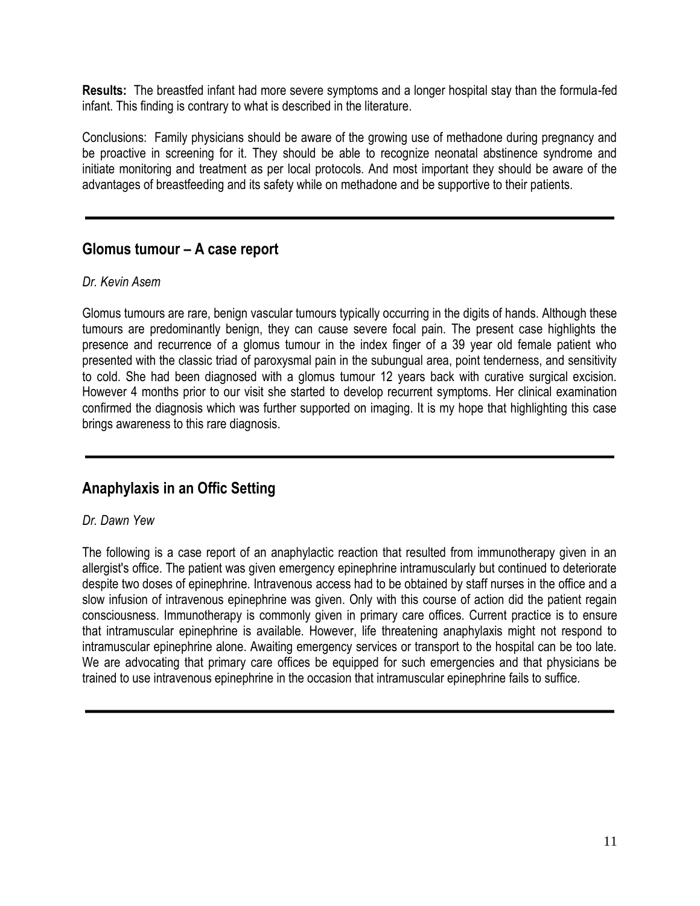**Results:** The breastfed infant had more severe symptoms and a longer hospital stay than the formula-fed infant. This finding is contrary to what is described in the literature.

Conclusions: Family physicians should be aware of the growing use of methadone during pregnancy and be proactive in screening for it. They should be able to recognize neonatal abstinence syndrome and initiate monitoring and treatment as per local protocols. And most important they should be aware of the advantages of breastfeeding and its safety while on methadone and be supportive to their patients.

---

## Glomus tumour – A case report

*Dr. Kevin Asem*

Glomus tumours are rare, benign vascular tumours typically occurring in the digits of hands. Although these tumours are predominantly benign, they can cause severe focal pain. The present case highlights the presence and recurrence of a glomus tumour in the index finger of a 39 year old female patient who presented with the classic triad of paroxysmal pain in the subungual area, point tenderness, and sensitivity to cold. She had been diagnosed with a glomus tumour 12 years back with curative surgical excision. However 4 months prior to our visit she started to develop recurrent symptoms. Her clinical examination confirmed the diagnosis which was further supported on imaging. It is my hope that highlighting this case brings awareness to this rare diagnosis.

---

## Anaphylaxis in an Offic Setting

*Dr. Dawn Yew*

The following is a case report of an anaphylactic reaction that resulted from immunotherapy given in an allergist's office. The patient was given emergency epinephrine intramuscularly but continued to deteriorate despite two doses of epinephrine. Intravenous access had to be obtained by staff nurses in the office and a slow infusion of intravenous epinephrine was given. Only with this course of action did the patient regain consciousness. Immunotherapy is commonly given in primary care offices. Current practice is to ensure that intramuscular epinephrine is available. However, life threatening anaphylaxis might not respond to intramuscular epinephrine alone. Awaiting emergency services or transport to the hospital can be too late. We are advocating that primary care offices be equipped for such emergencies and that physicians be trained to use intravenous epinephrine in the occasion that intramuscular epinephrine fails to suffice.

---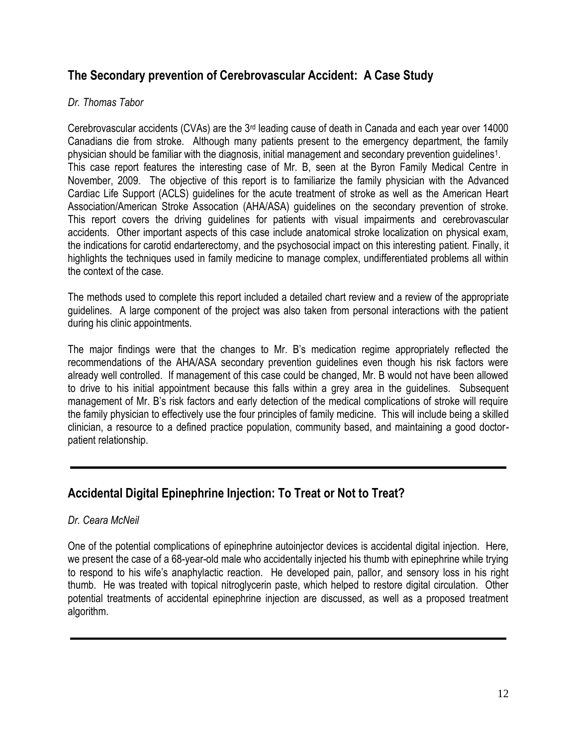## The Secondary prevention of Cerebrovascular Accident: A Case Study

*Dr. Thomas Tabor*

Cerebrovascular accidents (CVAs) are the 3rd leading cause of death in Canada and each year over 14000 Canadians die from stroke. Although many patients present to the emergency department, the family physician should be familiar with the diagnosis, initial management and secondary prevention guidelines[1]. This case report features the interesting case of Mr. B, seen at the Byron Family Medical Centre in November, 2009. The objective of this report is to familiarize the family physician with the Advanced Cardiac Life Support (ACLS) guidelines for the acute treatment of stroke as well as the American Heart Association/American Stroke Assocation (AHA/ASA) guidelines on the secondary prevention of stroke. This report covers the driving guidelines for patients with visual impairments and cerebrovascular accidents. Other important aspects of this case include anatomical stroke localization on physical exam, the indications for carotid endarterectomy, and the psychosocial impact on this interesting patient. Finally, it highlights the techniques used in family medicine to manage complex, undifferentiated problems all within the context of the case.

The methods used to complete this report included a detailed chart review and a review of the appropriate guidelines. A large component of the project was also taken from personal interactions with the patient during his clinic appointments.

The major findings were that the changes to Mr. B's medication regime appropriately reflected the recommendations of the AHA/ASA secondary prevention guidelines even though his risk factors were already well controlled. If management of this case could be changed, Mr. B would not have been allowed to drive to his initial appointment because this falls within a grey area in the guidelines. Subsequent management of Mr. B's risk factors and early detection of the medical complications of stroke will require the family physician to effectively use the four principles of family medicine. This will include being a skilled clinician, a resource to a defined practice population, community based, and maintaining a good doctor-patient relationship.

---

## Accidental Digital Epinephrine Injection: To Treat or Not to Treat?

*Dr. Ceara McNeil*

One of the potential complications of epinephrine autoinjector devices is accidental digital injection. Here, we present the case of a 68-year-old male who accidentally injected his thumb with epinephrine while trying to respond to his wife's anaphylactic reaction. He developed pain, pallor, and sensory loss in his right thumb. He was treated with topical nitroglycerin paste, which helped to restore digital circulation. Other potential treatments of accidental epinephrine injection are discussed, as well as a proposed treatment algorithm.

---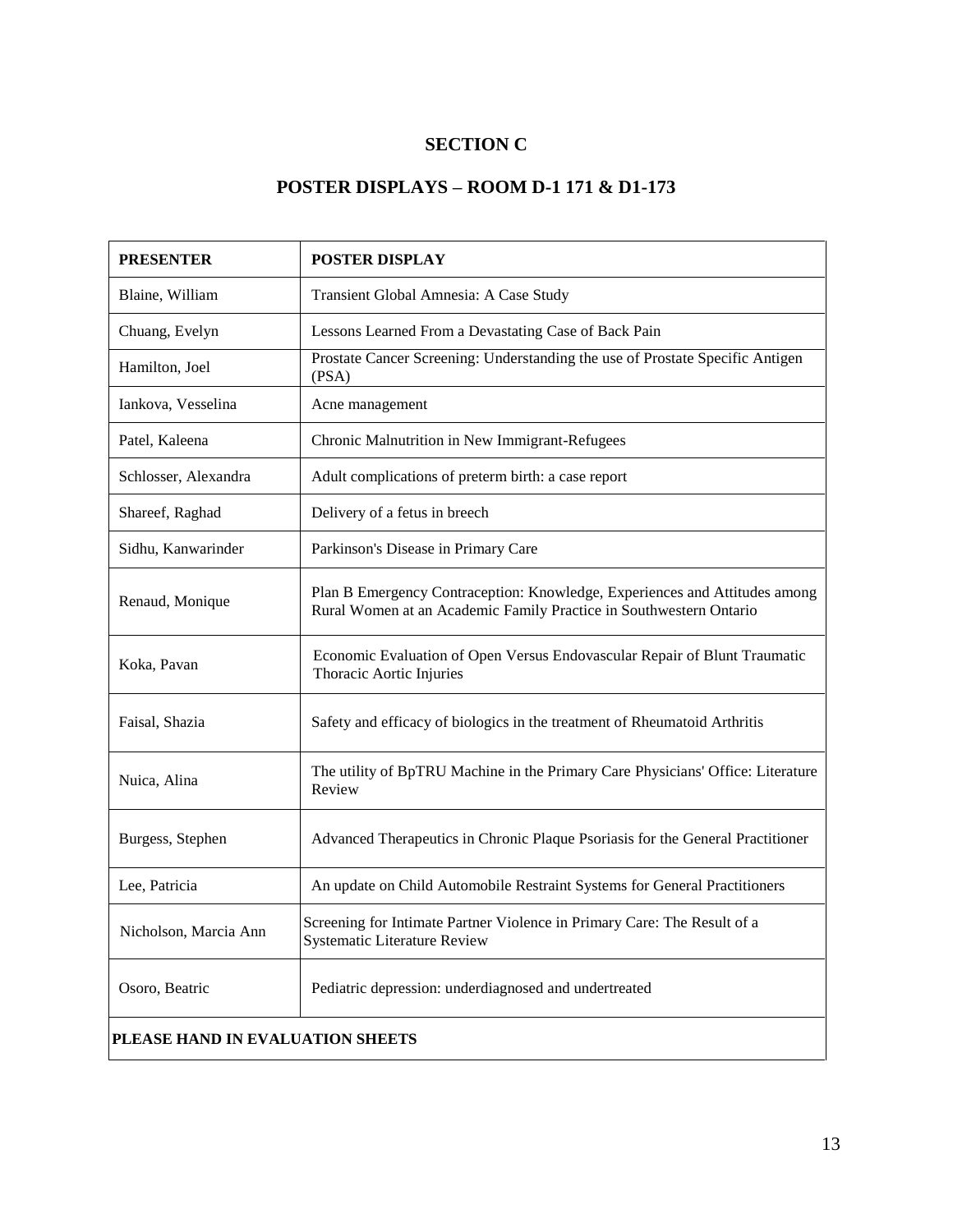## SECTION C

## POSTER DISPLAYS – ROOM D-1 171 & D1-173

| PRESENTER | POSTER DISPLAY |
|---|---|
| Blaine, William | Transient Global Amnesia: A Case Study |
| Chuang, Evelyn | Lessons Learned From a Devastating Case of Back Pain |
| Hamilton, Joel | Prostate Cancer Screening: Understanding the use of Prostate Specific Antigen (PSA) |
| Iankova, Vesselina | Acne management |
| Patel, Kaleena | Chronic Malnutrition in New Immigrant-Refugees |
| Schlosser, Alexandra | Adult complications of preterm birth: a case report |
| Shareef, Raghad | Delivery of a fetus in breech |
| Sidhu, Kanwarinder | Parkinson's Disease in Primary Care |
| Renaud, Monique | Plan B Emergency Contraception: Knowledge, Experiences and Attitudes among Rural Women at an Academic Family Practice in Southwestern Ontario |
| Koka, Pavan | Economic Evaluation of Open Versus Endovascular Repair of Blunt Traumatic Thoracic Aortic Injuries |
| Faisal, Shazia | Safety and efficacy of biologics in the treatment of Rheumatoid Arthritis |
| Nuica, Alina | The utility of BpTRU Machine in the Primary Care Physicians' Office: Literature Review |
| Burgess, Stephen | Advanced Therapeutics in Chronic Plaque Psoriasis for the General Practitioner |
| Lee, Patricia | An update on Child Automobile Restraint Systems for General Practitioners |
| Nicholson, Marcia Ann | Screening for Intimate Partner Violence in Primary Care: The Result of a Systematic Literature Review |
| Osoro, Beatric | Pediatric depression: underdiagnosed and undertreated |
| **PLEASE HAND IN EVALUATION SHEETS** | |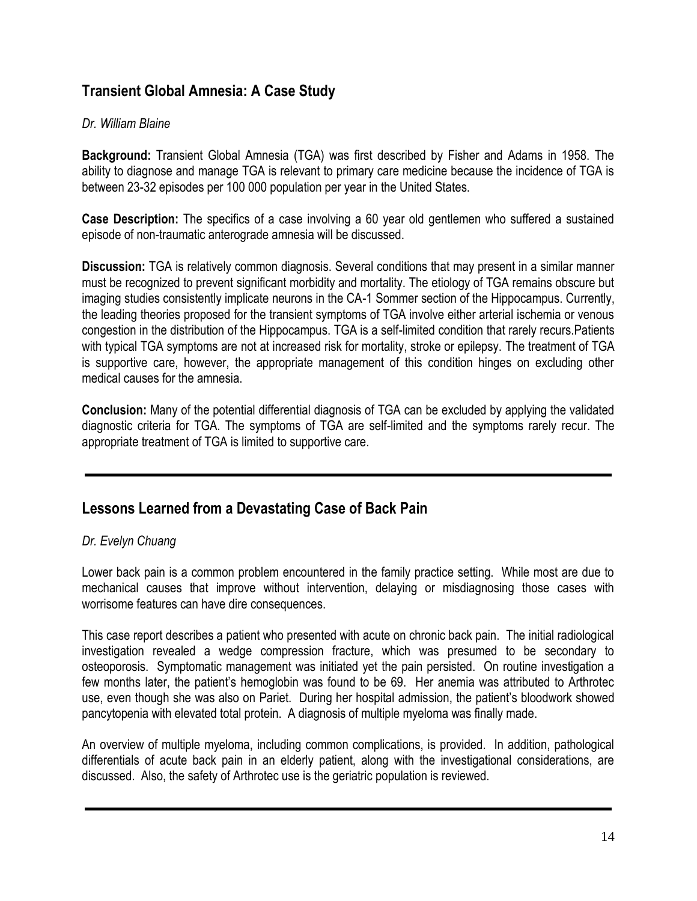## Transient Global Amnesia: A Case Study

*Dr. William Blaine*

**Background:** Transient Global Amnesia (TGA) was first described by Fisher and Adams in 1958. The ability to diagnose and manage TGA is relevant to primary care medicine because the incidence of TGA is between 23-32 episodes per 100 000 population per year in the United States.

**Case Description:** The specifics of a case involving a 60 year old gentlemen who suffered a sustained episode of non-traumatic anterograde amnesia will be discussed.

**Discussion:** TGA is relatively common diagnosis. Several conditions that may present in a similar manner must be recognized to prevent significant morbidity and mortality. The etiology of TGA remains obscure but imaging studies consistently implicate neurons in the CA-1 Sommer section of the Hippocampus. Currently, the leading theories proposed for the transient symptoms of TGA involve either arterial ischemia or venous congestion in the distribution of the Hippocampus. TGA is a self-limited condition that rarely recurs.Patients with typical TGA symptoms are not at increased risk for mortality, stroke or epilepsy. The treatment of TGA is supportive care, however, the appropriate management of this condition hinges on excluding other medical causes for the amnesia.

**Conclusion:** Many of the potential differential diagnosis of TGA can be excluded by applying the validated diagnostic criteria for TGA. The symptoms of TGA are self-limited and the symptoms rarely recur. The appropriate treatment of TGA is limited to supportive care.

---

## Lessons Learned from a Devastating Case of Back Pain

*Dr. Evelyn Chuang*

Lower back pain is a common problem encountered in the family practice setting. While most are due to mechanical causes that improve without intervention, delaying or misdiagnosing those cases with worrisome features can have dire consequences.

This case report describes a patient who presented with acute on chronic back pain. The initial radiological investigation revealed a wedge compression fracture, which was presumed to be secondary to osteoporosis. Symptomatic management was initiated yet the pain persisted. On routine investigation a few months later, the patient's hemoglobin was found to be 69. Her anemia was attributed to Arthrotec use, even though she was also on Pariet. During her hospital admission, the patient's bloodwork showed pancytopenia with elevated total protein. A diagnosis of multiple myeloma was finally made.

An overview of multiple myeloma, including common complications, is provided. In addition, pathological differentials of acute back pain in an elderly patient, along with the investigational considerations, are discussed. Also, the safety of Arthrotec use is the geriatric population is reviewed.

---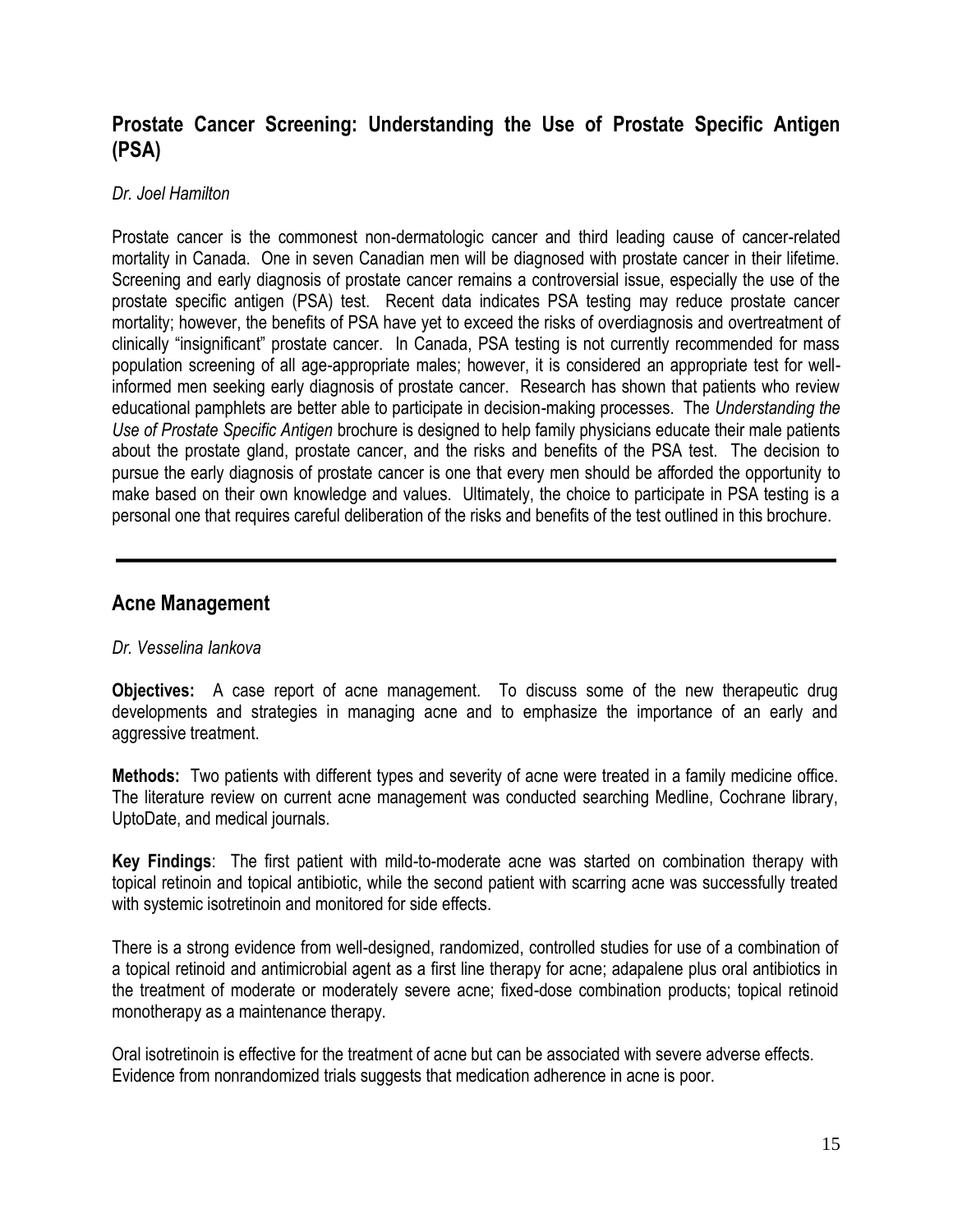## Prostate Cancer Screening: Understanding the Use of Prostate Specific Antigen (PSA)

*Dr. Joel Hamilton*

Prostate cancer is the commonest non-dermatologic cancer and third leading cause of cancer-related mortality in Canada. One in seven Canadian men will be diagnosed with prostate cancer in their lifetime. Screening and early diagnosis of prostate cancer remains a controversial issue, especially the use of the prostate specific antigen (PSA) test. Recent data indicates PSA testing may reduce prostate cancer mortality; however, the benefits of PSA have yet to exceed the risks of overdiagnosis and overtreatment of clinically "insignificant" prostate cancer. In Canada, PSA testing is not currently recommended for mass population screening of all age-appropriate males; however, it is considered an appropriate test for well-informed men seeking early diagnosis of prostate cancer. Research has shown that patients who review educational pamphlets are better able to participate in decision-making processes. The *Understanding the Use of Prostate Specific Antigen* brochure is designed to help family physicians educate their male patients about the prostate gland, prostate cancer, and the risks and benefits of the PSA test. The decision to pursue the early diagnosis of prostate cancer is one that every men should be afforded the opportunity to make based on their own knowledge and values. Ultimately, the choice to participate in PSA testing is a personal one that requires careful deliberation of the risks and benefits of the test outlined in this brochure.

---

## Acne Management

*Dr. Vesselina Iankova*

**Objectives:** A case report of acne management. To discuss some of the new therapeutic drug developments and strategies in managing acne and to emphasize the importance of an early and aggressive treatment.

**Methods:** Two patients with different types and severity of acne were treated in a family medicine office. The literature review on current acne management was conducted searching Medline, Cochrane library, UptoDate, and medical journals.

**Key Findings**: The first patient with mild-to-moderate acne was started on combination therapy with topical retinoin and topical antibiotic, while the second patient with scarring acne was successfully treated with systemic isotretinoin and monitored for side effects.

There is a strong evidence from well-designed, randomized, controlled studies for use of a combination of a topical retinoid and antimicrobial agent as a first line therapy for acne; adapalene plus oral antibiotics in the treatment of moderate or moderately severe acne; fixed-dose combination products; topical retinoid monotherapy as a maintenance therapy.

Oral isotretinoin is effective for the treatment of acne but can be associated with severe adverse effects. Evidence from nonrandomized trials suggests that medication adherence in acne is poor.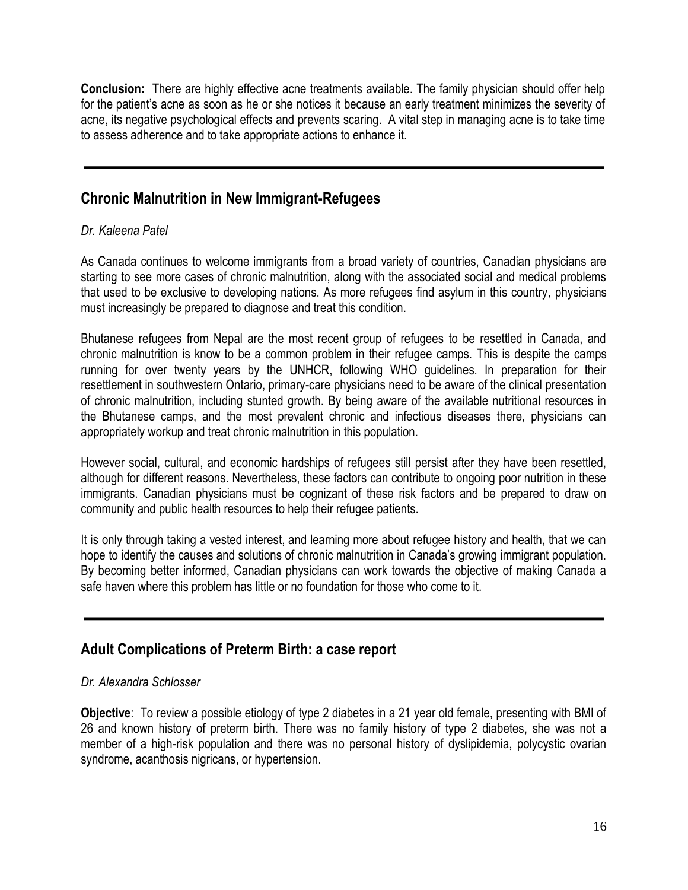**Conclusion:** There are highly effective acne treatments available. The family physician should offer help for the patient's acne as soon as he or she notices it because an early treatment minimizes the severity of acne, its negative psychological effects and prevents scaring. A vital step in managing acne is to take time to assess adherence and to take appropriate actions to enhance it.

---

## Chronic Malnutrition in New Immigrant-Refugees

*Dr. Kaleena Patel*

As Canada continues to welcome immigrants from a broad variety of countries, Canadian physicians are starting to see more cases of chronic malnutrition, along with the associated social and medical problems that used to be exclusive to developing nations. As more refugees find asylum in this country, physicians must increasingly be prepared to diagnose and treat this condition.

Bhutanese refugees from Nepal are the most recent group of refugees to be resettled in Canada, and chronic malnutrition is know to be a common problem in their refugee camps. This is despite the camps running for over twenty years by the UNHCR, following WHO guidelines. In preparation for their resettlement in southwestern Ontario, primary-care physicians need to be aware of the clinical presentation of chronic malnutrition, including stunted growth. By being aware of the available nutritional resources in the Bhutanese camps, and the most prevalent chronic and infectious diseases there, physicians can appropriately workup and treat chronic malnutrition in this population.

However social, cultural, and economic hardships of refugees still persist after they have been resettled, although for different reasons. Nevertheless, these factors can contribute to ongoing poor nutrition in these immigrants. Canadian physicians must be cognizant of these risk factors and be prepared to draw on community and public health resources to help their refugee patients.

It is only through taking a vested interest, and learning more about refugee history and health, that we can hope to identify the causes and solutions of chronic malnutrition in Canada's growing immigrant population. By becoming better informed, Canadian physicians can work towards the objective of making Canada a safe haven where this problem has little or no foundation for those who come to it.

---

## Adult Complications of Preterm Birth: a case report

*Dr. Alexandra Schlosser*

**Objective**: To review a possible etiology of type 2 diabetes in a 21 year old female, presenting with BMI of 26 and known history of preterm birth. There was no family history of type 2 diabetes, she was not a member of a high-risk population and there was no personal history of dyslipidemia, polycystic ovarian syndrome, acanthosis nigricans, or hypertension.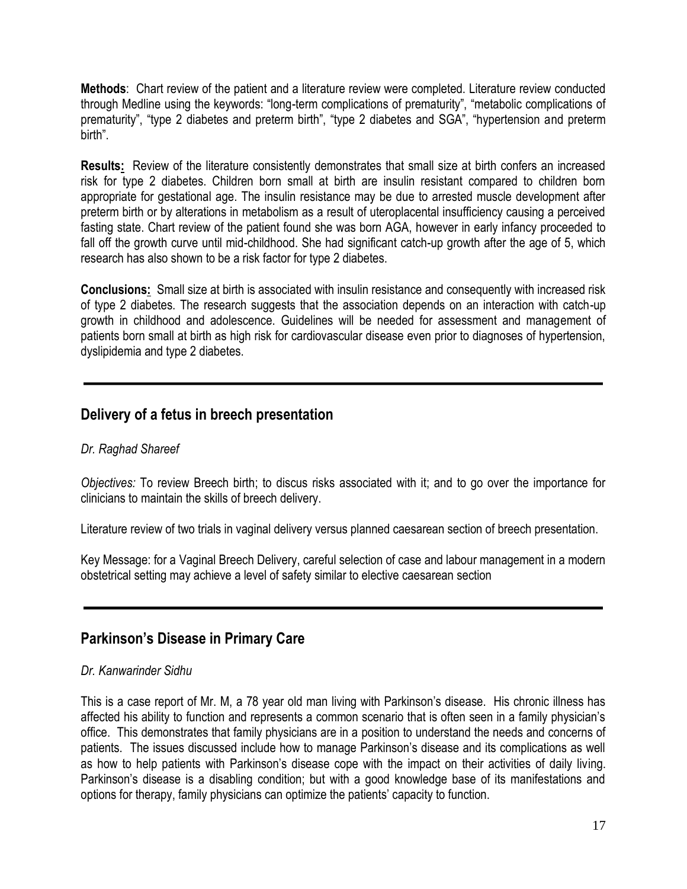**Methods**: Chart review of the patient and a literature review were completed. Literature review conducted through Medline using the keywords: "long-term complications of prematurity", "metabolic complications of prematurity", "type 2 diabetes and preterm birth", "type 2 diabetes and SGA", "hypertension and preterm birth".

**Results:** Review of the literature consistently demonstrates that small size at birth confers an increased risk for type 2 diabetes. Children born small at birth are insulin resistant compared to children born appropriate for gestational age. The insulin resistance may be due to arrested muscle development after preterm birth or by alterations in metabolism as a result of uteroplacental insufficiency causing a perceived fasting state. Chart review of the patient found she was born AGA, however in early infancy proceeded to fall off the growth curve until mid-childhood. She had significant catch-up growth after the age of 5, which research has also shown to be a risk factor for type 2 diabetes.

**Conclusions:** Small size at birth is associated with insulin resistance and consequently with increased risk of type 2 diabetes. The research suggests that the association depends on an interaction with catch-up growth in childhood and adolescence. Guidelines will be needed for assessment and management of patients born small at birth as high risk for cardiovascular disease even prior to diagnoses of hypertension, dyslipidemia and type 2 diabetes.

---

## Delivery of a fetus in breech presentation

*Dr. Raghad Shareef*

*Objectives:* To review Breech birth; to discus risks associated with it; and to go over the importance for clinicians to maintain the skills of breech delivery.

Literature review of two trials in vaginal delivery versus planned caesarean section of breech presentation.

Key Message: for a Vaginal Breech Delivery, careful selection of case and labour management in a modern obstetrical setting may achieve a level of safety similar to elective caesarean section

---

## Parkinson's Disease in Primary Care

*Dr. Kanwarinder Sidhu*

This is a case report of Mr. M, a 78 year old man living with Parkinson's disease. His chronic illness has affected his ability to function and represents a common scenario that is often seen in a family physician's office. This demonstrates that family physicians are in a position to understand the needs and concerns of patients. The issues discussed include how to manage Parkinson's disease and its complications as well as how to help patients with Parkinson's disease cope with the impact on their activities of daily living. Parkinson's disease is a disabling condition; but with a good knowledge base of its manifestations and options for therapy, family physicians can optimize the patients' capacity to function.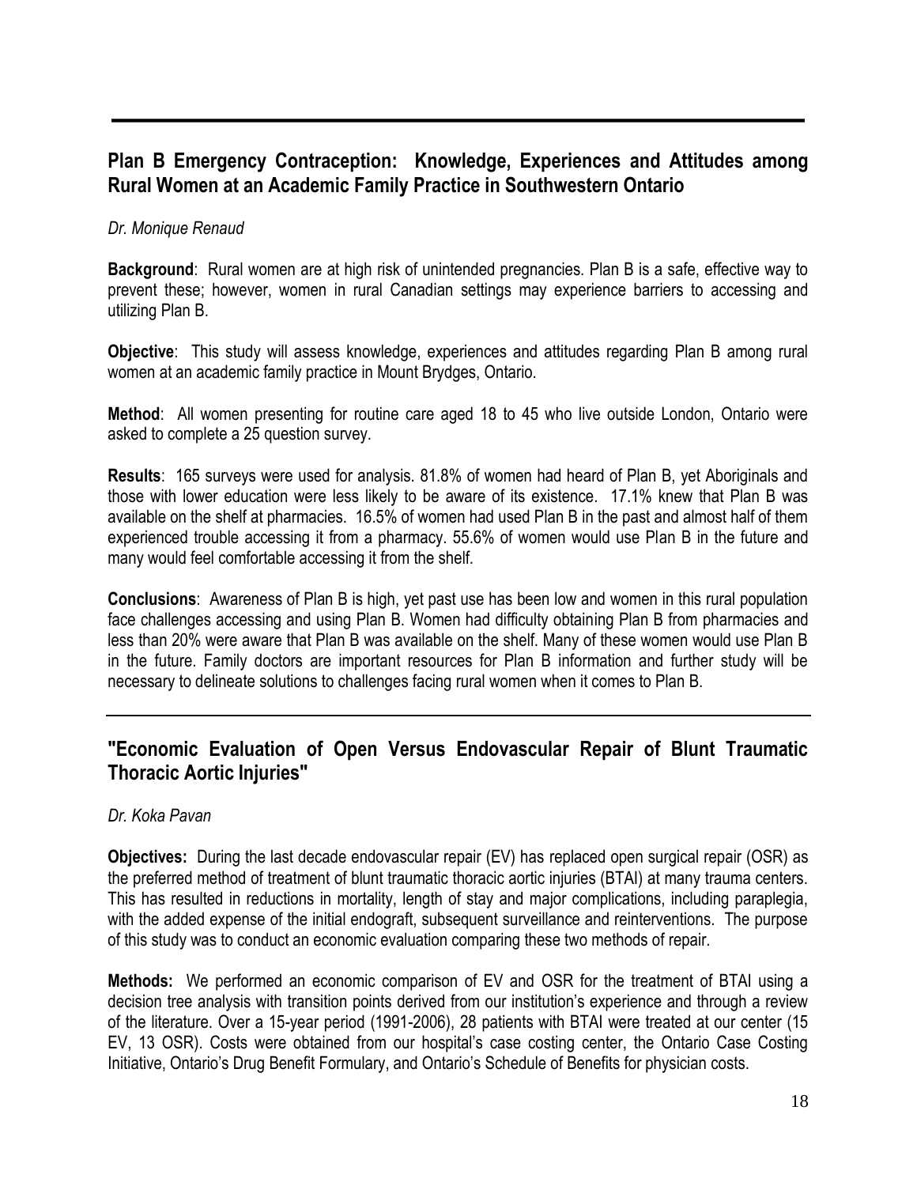## Plan B Emergency Contraception: Knowledge, Experiences and Attitudes among Rural Women at an Academic Family Practice in Southwestern Ontario

*Dr. Monique Renaud*

**Background**: Rural women are at high risk of unintended pregnancies. Plan B is a safe, effective way to prevent these; however, women in rural Canadian settings may experience barriers to accessing and utilizing Plan B.

**Objective**: This study will assess knowledge, experiences and attitudes regarding Plan B among rural women at an academic family practice in Mount Brydges, Ontario.

**Method**: All women presenting for routine care aged 18 to 45 who live outside London, Ontario were asked to complete a 25 question survey.

**Results**: 165 surveys were used for analysis. 81.8% of women had heard of Plan B, yet Aboriginals and those with lower education were less likely to be aware of its existence. 17.1% knew that Plan B was available on the shelf at pharmacies. 16.5% of women had used Plan B in the past and almost half of them experienced trouble accessing it from a pharmacy. 55.6% of women would use Plan B in the future and many would feel comfortable accessing it from the shelf.

**Conclusions**: Awareness of Plan B is high, yet past use has been low and women in this rural population face challenges accessing and using Plan B. Women had difficulty obtaining Plan B from pharmacies and less than 20% were aware that Plan B was available on the shelf. Many of these women would use Plan B in the future. Family doctors are important resources for Plan B information and further study will be necessary to delineate solutions to challenges facing rural women when it comes to Plan B.

---

## "Economic Evaluation of Open Versus Endovascular Repair of Blunt Traumatic Thoracic Aortic Injuries"

*Dr. Koka Pavan*

**Objectives:** During the last decade endovascular repair (EV) has replaced open surgical repair (OSR) as the preferred method of treatment of blunt traumatic thoracic aortic injuries (BTAI) at many trauma centers. This has resulted in reductions in mortality, length of stay and major complications, including paraplegia, with the added expense of the initial endograft, subsequent surveillance and reinterventions. The purpose of this study was to conduct an economic evaluation comparing these two methods of repair.

**Methods:** We performed an economic comparison of EV and OSR for the treatment of BTAI using a decision tree analysis with transition points derived from our institution's experience and through a review of the literature. Over a 15-year period (1991-2006), 28 patients with BTAI were treated at our center (15 EV, 13 OSR). Costs were obtained from our hospital's case costing center, the Ontario Case Costing Initiative, Ontario's Drug Benefit Formulary, and Ontario's Schedule of Benefits for physician costs.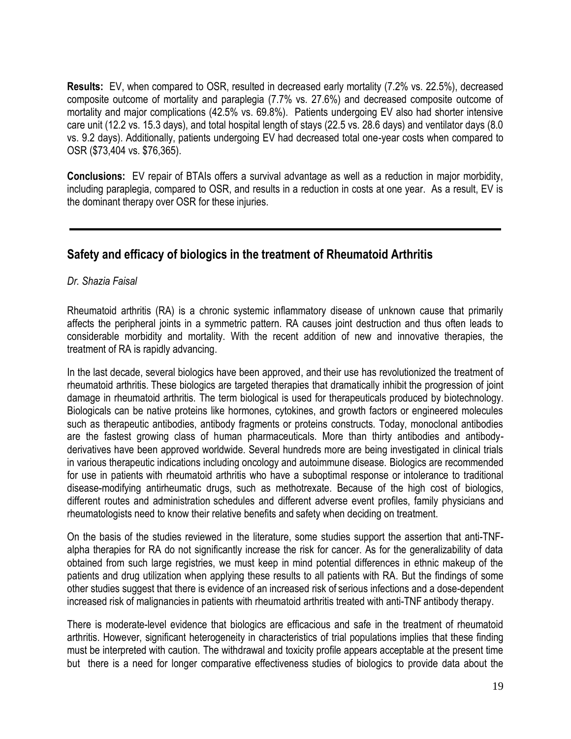**Results:** EV, when compared to OSR, resulted in decreased early mortality (7.2% vs. 22.5%), decreased composite outcome of mortality and paraplegia (7.7% vs. 27.6%) and decreased composite outcome of mortality and major complications (42.5% vs. 69.8%). Patients undergoing EV also had shorter intensive care unit (12.2 vs. 15.3 days), and total hospital length of stays (22.5 vs. 28.6 days) and ventilator days (8.0 vs. 9.2 days). Additionally, patients undergoing EV had decreased total one-year costs when compared to OSR ($73,404 vs. $76,365).

**Conclusions:** EV repair of BTAIs offers a survival advantage as well as a reduction in major morbidity, including paraplegia, compared to OSR, and results in a reduction in costs at one year. As a result, EV is the dominant therapy over OSR for these injuries.

---

## Safety and efficacy of biologics in the treatment of Rheumatoid Arthritis

*Dr. Shazia Faisal*

Rheumatoid arthritis (RA) is a chronic systemic inflammatory disease of unknown cause that primarily affects the peripheral joints in a symmetric pattern. RA causes joint destruction and thus often leads to considerable morbidity and mortality. With the recent addition of new and innovative therapies, the treatment of RA is rapidly advancing.

In the last decade, several biologics have been approved, and their use has revolutionized the treatment of rheumatoid arthritis. These biologics are targeted therapies that dramatically inhibit the progression of joint damage in rheumatoid arthritis. The term biological is used for therapeuticals produced by biotechnology. Biologicals can be native proteins like hormones, cytokines, and growth factors or engineered molecules such as therapeutic antibodies, antibody fragments or proteins constructs. Today, monoclonal antibodies are the fastest growing class of human pharmaceuticals. More than thirty antibodies and antibody-derivatives have been approved worldwide. Several hundreds more are being investigated in clinical trials in various therapeutic indications including oncology and autoimmune disease. Biologics are recommended for use in patients with rheumatoid arthritis who have a suboptimal response or intolerance to traditional disease-modifying antirheumatic drugs, such as methotrexate. Because of the high cost of biologics, different routes and administration schedules and different adverse event profiles, family physicians and rheumatologists need to know their relative benefits and safety when deciding on treatment.

On the basis of the studies reviewed in the literature, some studies support the assertion that anti-TNF-alpha therapies for RA do not significantly increase the risk for cancer. As for the generalizability of data obtained from such large registries, we must keep in mind potential differences in ethnic makeup of the patients and drug utilization when applying these results to all patients with RA. But the findings of some other studies suggest that there is evidence of an increased risk of serious infections and a dose-dependent increased risk of malignancies in patients with rheumatoid arthritis treated with anti-TNF antibody therapy.

There is moderate-level evidence that biologics are efficacious and safe in the treatment of rheumatoid arthritis. However, significant heterogeneity in characteristics of trial populations implies that these finding must be interpreted with caution. The withdrawal and toxicity profile appears acceptable at the present time but there is a need for longer comparative effectiveness studies of biologics to provide data about the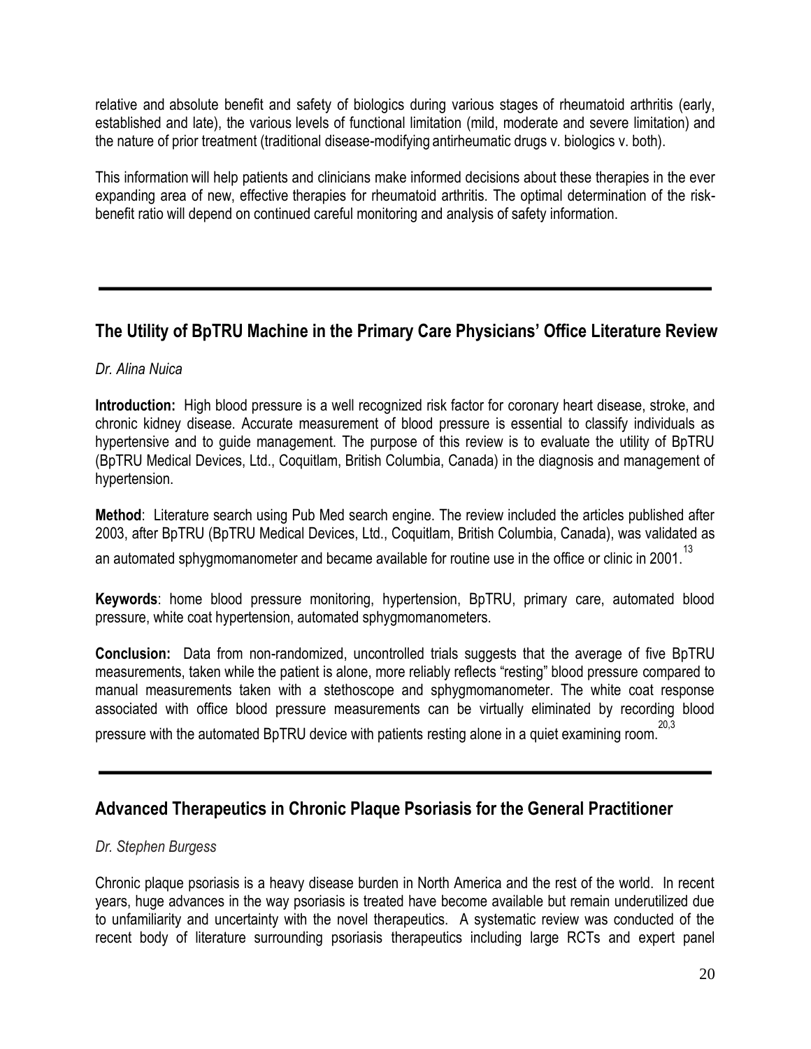relative and absolute benefit and safety of biologics during various stages of rheumatoid arthritis (early, established and late), the various levels of functional limitation (mild, moderate and severe limitation) and the nature of prior treatment (traditional disease-modifying antirheumatic drugs v. biologics v. both).

This information will help patients and clinicians make informed decisions about these therapies in the ever expanding area of new, effective therapies for rheumatoid arthritis. The optimal determination of the risk-benefit ratio will depend on continued careful monitoring and analysis of safety information.

---

## The Utility of BpTRU Machine in the Primary Care Physicians' Office Literature Review

*Dr. Alina Nuica*

**Introduction:** High blood pressure is a well recognized risk factor for coronary heart disease, stroke, and chronic kidney disease. Accurate measurement of blood pressure is essential to classify individuals as hypertensive and to guide management. The purpose of this review is to evaluate the utility of BpTRU (BpTRU Medical Devices, Ltd., Coquitlam, British Columbia, Canada) in the diagnosis and management of hypertension.

**Method**: Literature search using Pub Med search engine. The review included the articles published after 2003, after BpTRU (BpTRU Medical Devices, Ltd., Coquitlam, British Columbia, Canada), was validated as an automated sphygmomanometer and became available for routine use in the office or clinic in 2001.[13]

**Keywords**: home blood pressure monitoring, hypertension, BpTRU, primary care, automated blood pressure, white coat hypertension, automated sphygmomanometers.

**Conclusion:** Data from non-randomized, uncontrolled trials suggests that the average of five BpTRU measurements, taken while the patient is alone, more reliably reflects "resting" blood pressure compared to manual measurements taken with a stethoscope and sphygmomanometer. The white coat response associated with office blood pressure measurements can be virtually eliminated by recording blood pressure with the automated BpTRU device with patients resting alone in a quiet examining room.[20,3]

---

## Advanced Therapeutics in Chronic Plaque Psoriasis for the General Practitioner

*Dr. Stephen Burgess*

Chronic plaque psoriasis is a heavy disease burden in North America and the rest of the world. In recent years, huge advances in the way psoriasis is treated have become available but remain underutilized due to unfamiliarity and uncertainty with the novel therapeutics. A systematic review was conducted of the recent body of literature surrounding psoriasis therapeutics including large RCTs and expert panel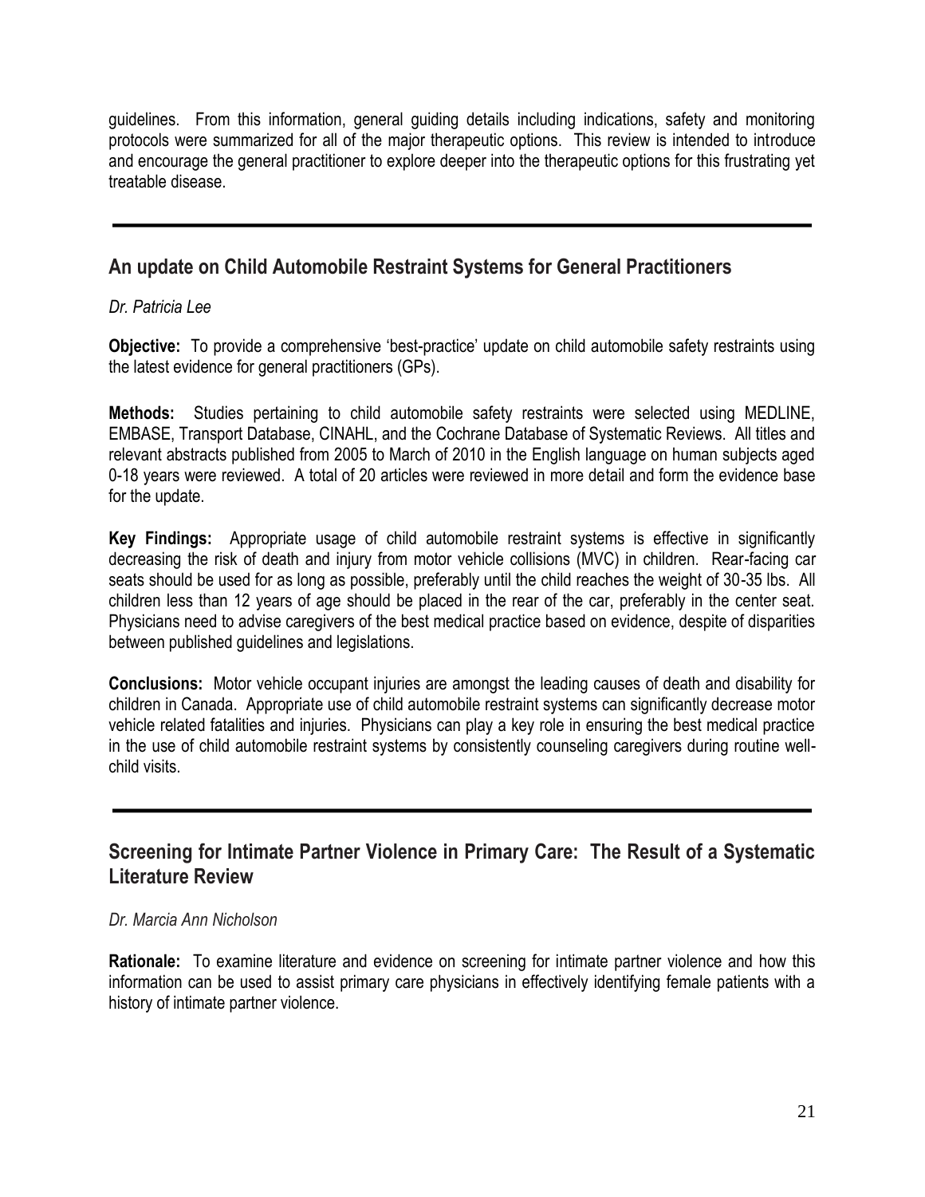guidelines. From this information, general guiding details including indications, safety and monitoring protocols were summarized for all of the major therapeutic options. This review is intended to introduce and encourage the general practitioner to explore deeper into the therapeutic options for this frustrating yet treatable disease.

---

## An update on Child Automobile Restraint Systems for General Practitioners

*Dr. Patricia Lee*

**Objective:** To provide a comprehensive 'best-practice' update on child automobile safety restraints using the latest evidence for general practitioners (GPs).

**Methods:** Studies pertaining to child automobile safety restraints were selected using MEDLINE, EMBASE, Transport Database, CINAHL, and the Cochrane Database of Systematic Reviews. All titles and relevant abstracts published from 2005 to March of 2010 in the English language on human subjects aged 0-18 years were reviewed. A total of 20 articles were reviewed in more detail and form the evidence base for the update.

**Key Findings:** Appropriate usage of child automobile restraint systems is effective in significantly decreasing the risk of death and injury from motor vehicle collisions (MVC) in children. Rear-facing car seats should be used for as long as possible, preferably until the child reaches the weight of 30-35 lbs. All children less than 12 years of age should be placed in the rear of the car, preferably in the center seat. Physicians need to advise caregivers of the best medical practice based on evidence, despite of disparities between published guidelines and legislations.

**Conclusions:** Motor vehicle occupant injuries are amongst the leading causes of death and disability for children in Canada. Appropriate use of child automobile restraint systems can significantly decrease motor vehicle related fatalities and injuries. Physicians can play a key role in ensuring the best medical practice in the use of child automobile restraint systems by consistently counseling caregivers during routine well-child visits.

---

## Screening for Intimate Partner Violence in Primary Care: The Result of a Systematic Literature Review

*Dr. Marcia Ann Nicholson*

**Rationale:** To examine literature and evidence on screening for intimate partner violence and how this information can be used to assist primary care physicians in effectively identifying female patients with a history of intimate partner violence.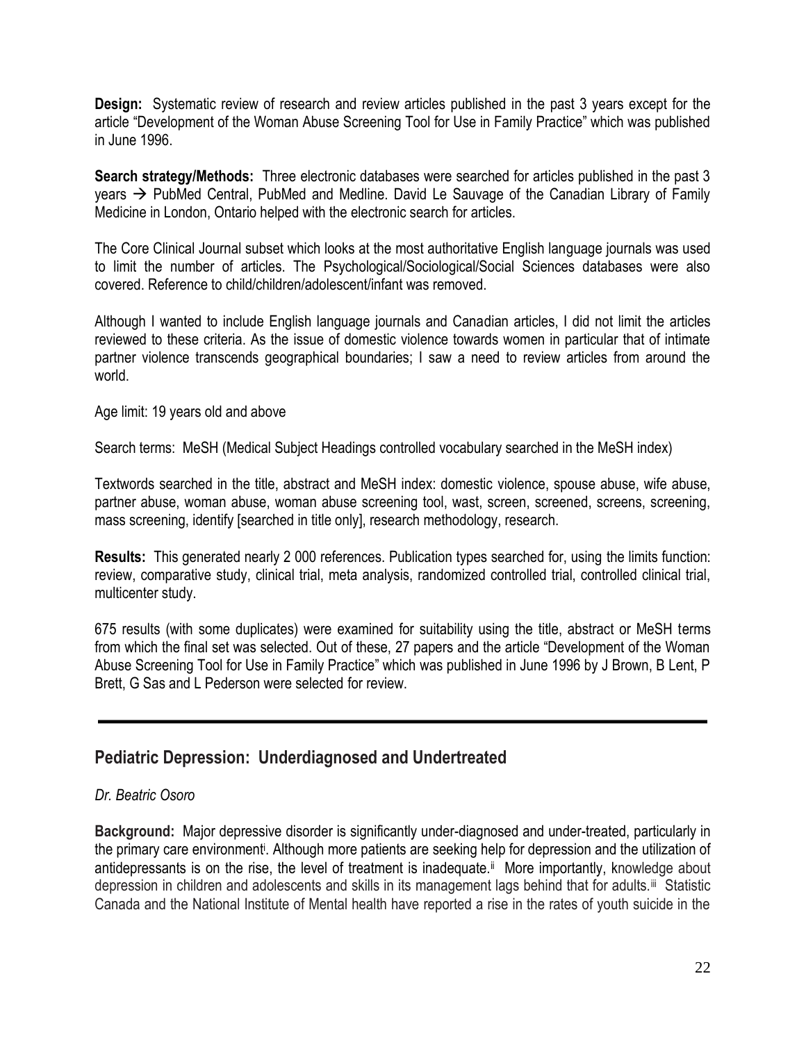**Design:** Systematic review of research and review articles published in the past 3 years except for the article "Development of the Woman Abuse Screening Tool for Use in Family Practice" which was published in June 1996.

**Search strategy/Methods:** Three electronic databases were searched for articles published in the past 3 years → PubMed Central, PubMed and Medline. David Le Sauvage of the Canadian Library of Family Medicine in London, Ontario helped with the electronic search for articles.

The Core Clinical Journal subset which looks at the most authoritative English language journals was used to limit the number of articles. The Psychological/Sociological/Social Sciences databases were also covered. Reference to child/children/adolescent/infant was removed.

Although I wanted to include English language journals and Canadian articles, I did not limit the articles reviewed to these criteria. As the issue of domestic violence towards women in particular that of intimate partner violence transcends geographical boundaries; I saw a need to review articles from around the world.

Age limit: 19 years old and above

Search terms: MeSH (Medical Subject Headings controlled vocabulary searched in the MeSH index)

Textwords searched in the title, abstract and MeSH index: domestic violence, spouse abuse, wife abuse, partner abuse, woman abuse, woman abuse screening tool, wast, screen, screened, screens, screening, mass screening, identify [searched in title only], research methodology, research.

**Results:** This generated nearly 2 000 references. Publication types searched for, using the limits function: review, comparative study, clinical trial, meta analysis, randomized controlled trial, controlled clinical trial, multicenter study.

675 results (with some duplicates) were examined for suitability using the title, abstract or MeSH terms from which the final set was selected. Out of these, 27 papers and the article "Development of the Woman Abuse Screening Tool for Use in Family Practice" which was published in June 1996 by J Brown, B Lent, P Brett, G Sas and L Pederson were selected for review.

---

## Pediatric Depression: Underdiagnosed and Undertreated

*Dr. Beatric Osoro*

**Background:** Major depressive disorder is significantly under-diagnosed and under-treated, particularly in the primary care environment[i]. Although more patients are seeking help for depression and the utilization of antidepressants is on the rise, the level of treatment is inadequate.[ii] More importantly, knowledge about depression in children and adolescents and skills in its management lags behind that for adults.[iii] Statistic Canada and the National Institute of Mental health have reported a rise in the rates of youth suicide in the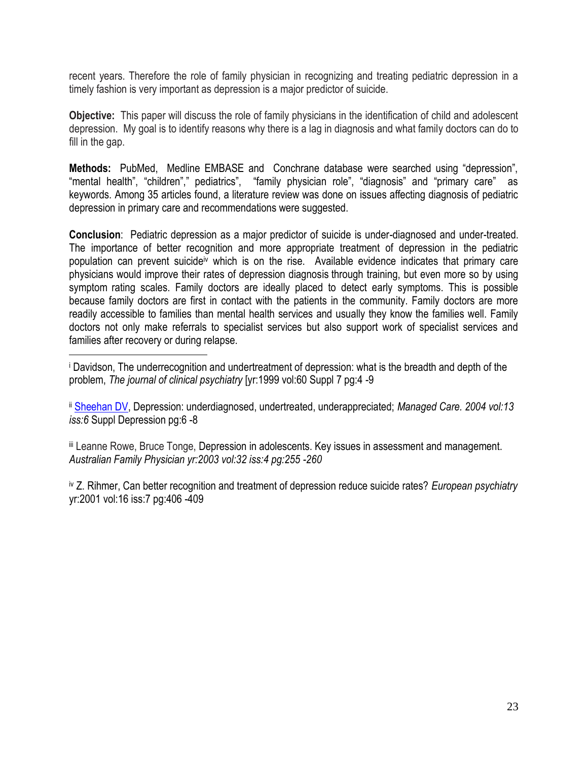recent years. Therefore the role of family physician in recognizing and treating pediatric depression in a timely fashion is very important as depression is a major predictor of suicide.

**Objective:** This paper will discuss the role of family physicians in the identification of child and adolescent depression. My goal is to identify reasons why there is a lag in diagnosis and what family doctors can do to fill in the gap.

**Methods:** PubMed, Medline EMBASE and Conchrane database were searched using "depression", "mental health", "children"," pediatrics", "family physician role", "diagnosis" and "primary care" as keywords. Among 35 articles found, a literature review was done on issues affecting diagnosis of pediatric depression in primary care and recommendations were suggested.

**Conclusion**: Pediatric depression as a major predictor of suicide is under-diagnosed and under-treated. The importance of better recognition and more appropriate treatment of depression in the pediatric population can prevent suicide[iv] which is on the rise. Available evidence indicates that primary care physicians would improve their rates of depression diagnosis through training, but even more so by using symptom rating scales. Family doctors are ideally placed to detect early symptoms. This is possible because family doctors are first in contact with the patients in the community. Family doctors are more readily accessible to families than mental health services and usually they know the families well. Family doctors not only make referrals to specialist services but also support work of specialist services and families after recovery or during relapse.

---

[i] Davidson, The underrecognition and undertreatment of depression: what is the breadth and depth of the problem, *The journal of clinical psychiatry* [yr:1999 vol:60 Suppl 7 pg:4 -9

[ii] Sheehan DV, Depression: underdiagnosed, undertreated, underappreciated; *Managed Care. 2004 vol:13 iss:6* Suppl Depression pg:6 -8

[iii] Leanne Rowe, Bruce Tonge, Depression in adolescents. Key issues in assessment and management. *Australian Family Physician yr:2003 vol:32 iss:4 pg:255 -260*

[iv] Z. Rihmer, Can better recognition and treatment of depression reduce suicide rates? *European psychiatry* yr:2001 vol:16 iss:7 pg:406 -409